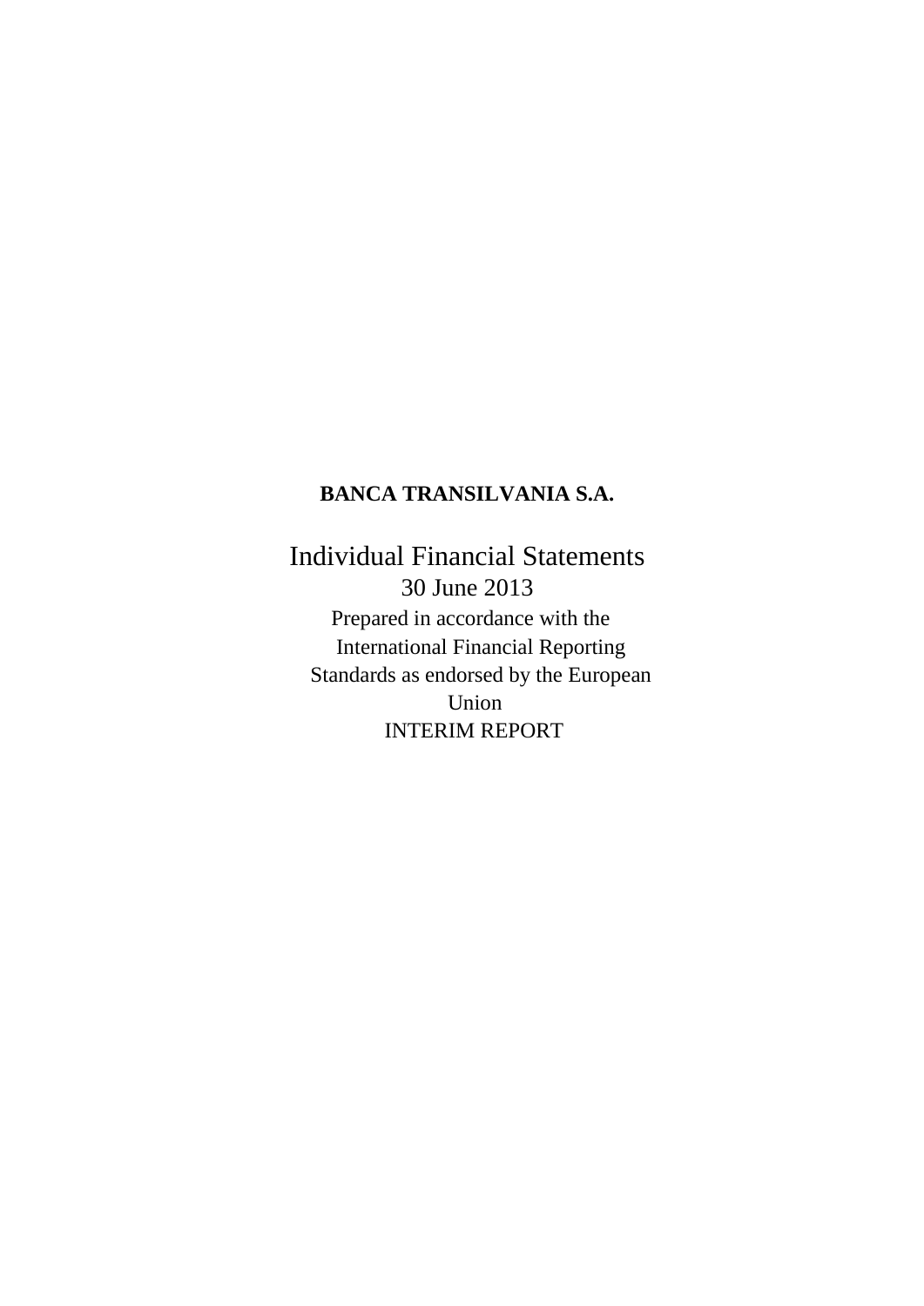**BANCA TRANSILVANIA S.A.**

# Individual Financial Statements

30 June 2013

Prepared in accordance with the International Financial Reporting Standards as endorsed by the European Union

INTERIM REPORT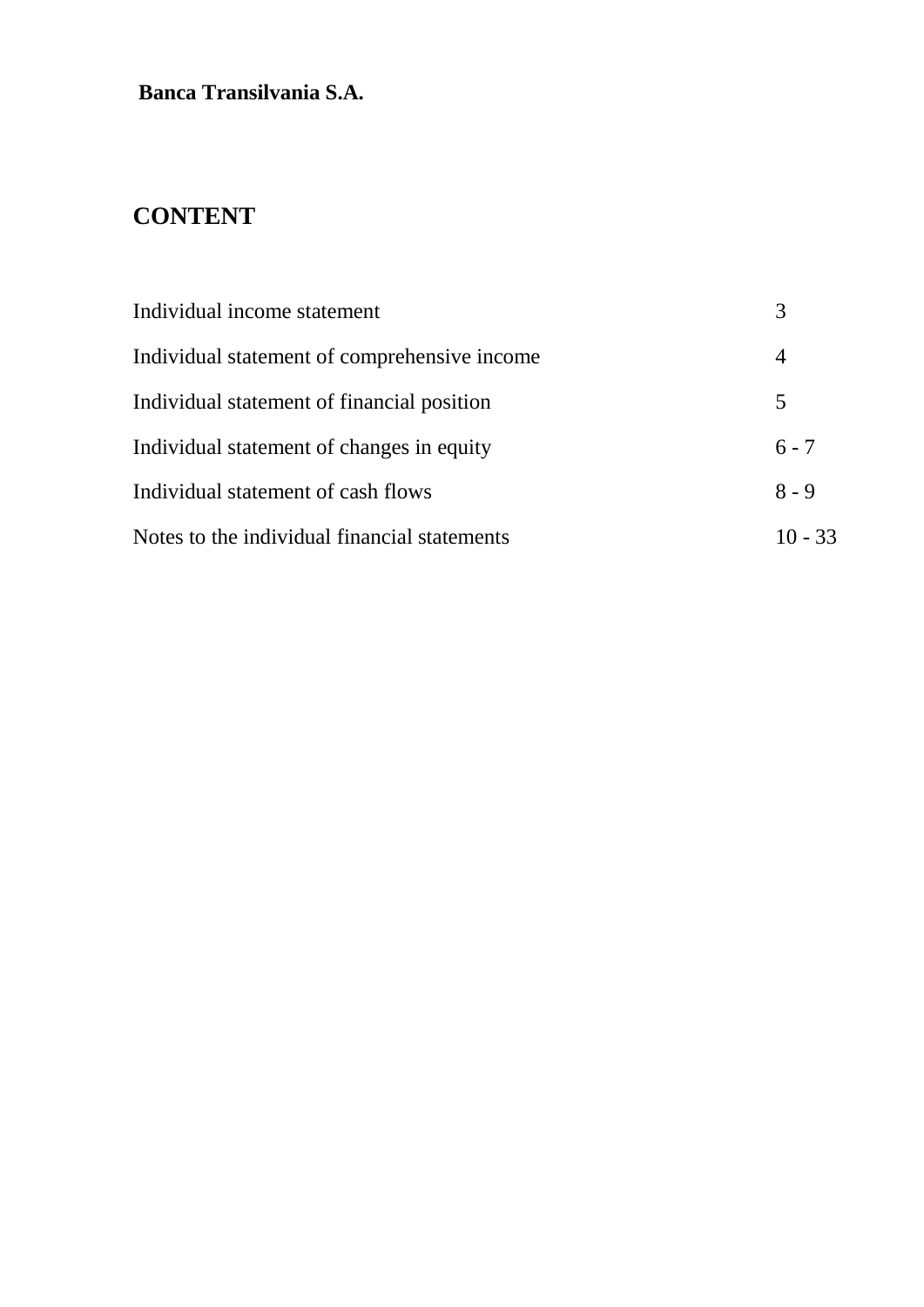**Banca Transilvania S.A.**

# CONTENT

| | |
|---|---|
| Individual income statement | 3 |
| Individual statement of comprehensive income | 4 |
| Individual statement of financial position | 5 |
| Individual statement of changes in equity | 6 - 7 |
| Individual statement of cash flows | 8 - 9 |
| Notes to the individual financial statements | 10 - 33 |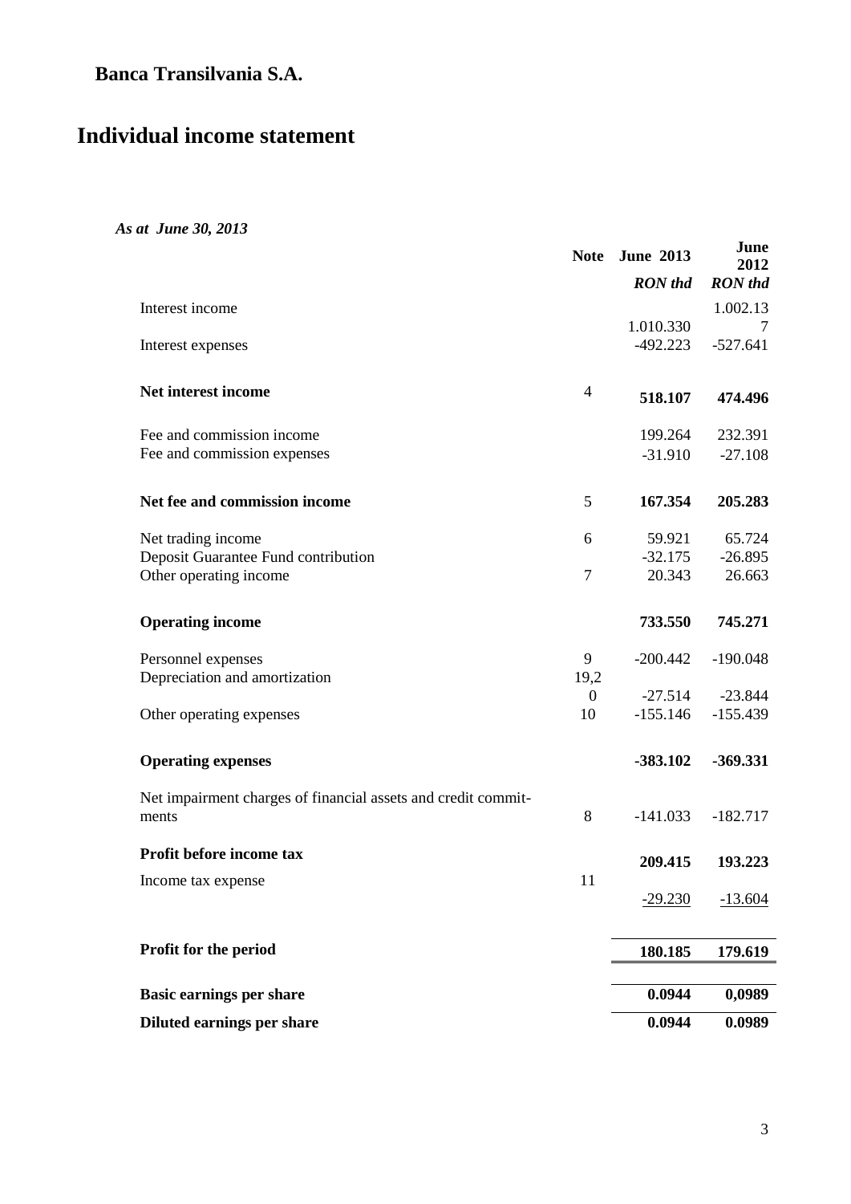## Banca Transilvania S.A.

# Individual income statement

*As at June 30, 2013*

| | Note | June 2013 | June 2012 |
|---|---|---|---|
| | | ***RON thd*** | ***RON thd*** |
| Interest income | | 1.010.330 | 1.002.137 |
| Interest expenses | | -492.223 | -527.641 |
| **Net interest income** | 4 | **518.107** | **474.496** |
| Fee and commission income | | 199.264 | 232.391 |
| Fee and commission expenses | | -31.910 | -27.108 |
| **Net fee and commission income** | 5 | **167.354** | **205.283** |
| Net trading income | 6 | 59.921 | 65.724 |
| Deposit Guarantee Fund contribution | | -32.175 | -26.895 |
| Other operating income | 7 | 20.343 | 26.663 |
| **Operating income** | | **733.550** | **745.271** |
| Personnel expenses | 9 | -200.442 | -190.048 |
| Depreciation and amortization | 19,20 | -27.514 | -23.844 |
| Other operating expenses | 10 | -155.146 | -155.439 |
| **Operating expenses** | | **-383.102** | **-369.331** |
| Net impairment charges of financial assets and credit commitments | 8 | -141.033 | -182.717 |
| **Profit before income tax** | | **209.415** | **193.223** |
| Income tax expense | 11 | -29.230 | -13.604 |
| **Profit for the period** | | **180.185** | **179.619** |
| **Basic earnings per share** | | **0.0944** | **0,0989** |
| **Diluted earnings per share** | | **0.0944** | **0.0989** |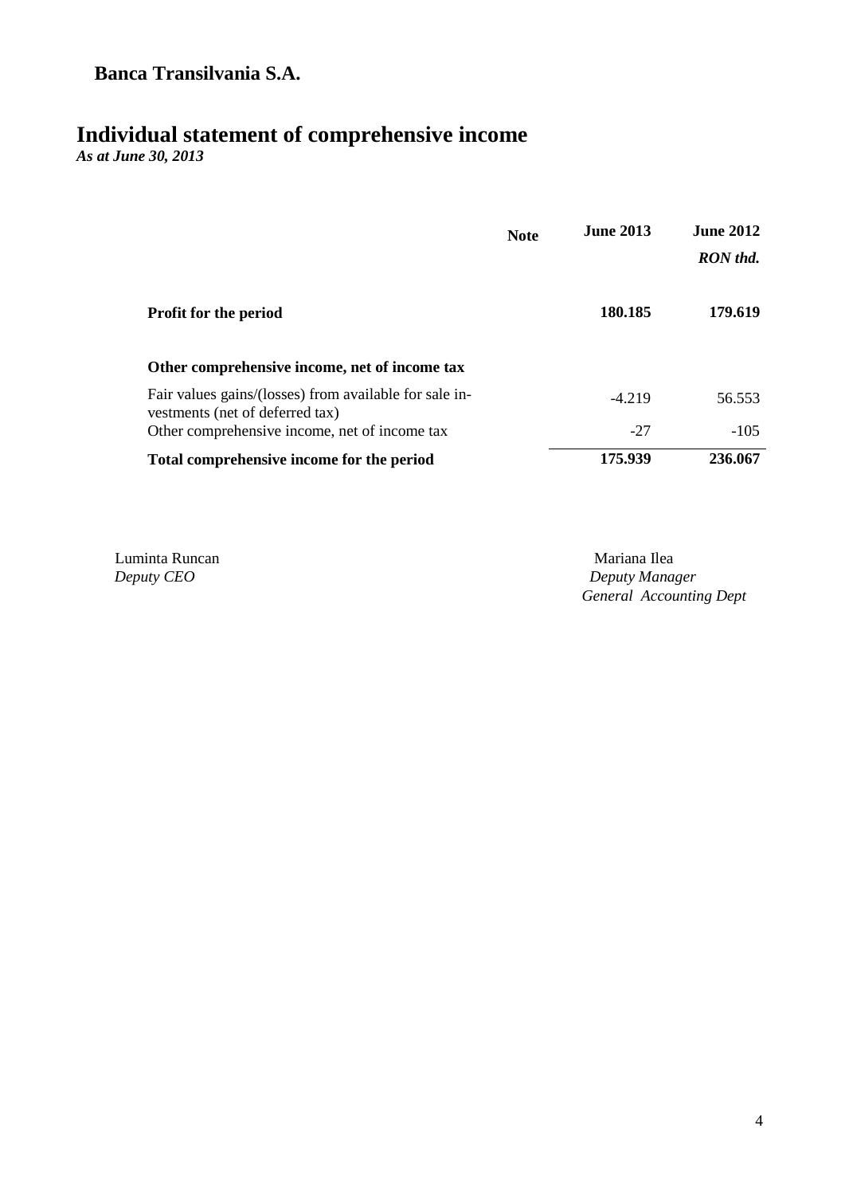**Banca Transilvania S.A.**

# Individual statement of comprehensive income

***As at June 30, 2013***

| | Note | June 2013 | June 2012 |
|---|---|---|---|
| | | | *RON thd.* |
| **Profit for the period** | | **180.185** | **179.619** |
| **Other comprehensive income, net of income tax** | | | |
| Fair values gains/(losses) from available for sale investments (net of deferred tax) | | -4.219 | 56.553 |
| Other comprehensive income, net of income tax | | -27 | -105 |
| **Total comprehensive income for the period** | | **175.939** | **236.067** |

Luminta Runcan
*Deputy CEO*

Mariana Ilea
*Deputy Manager*
*General Accounting Dept*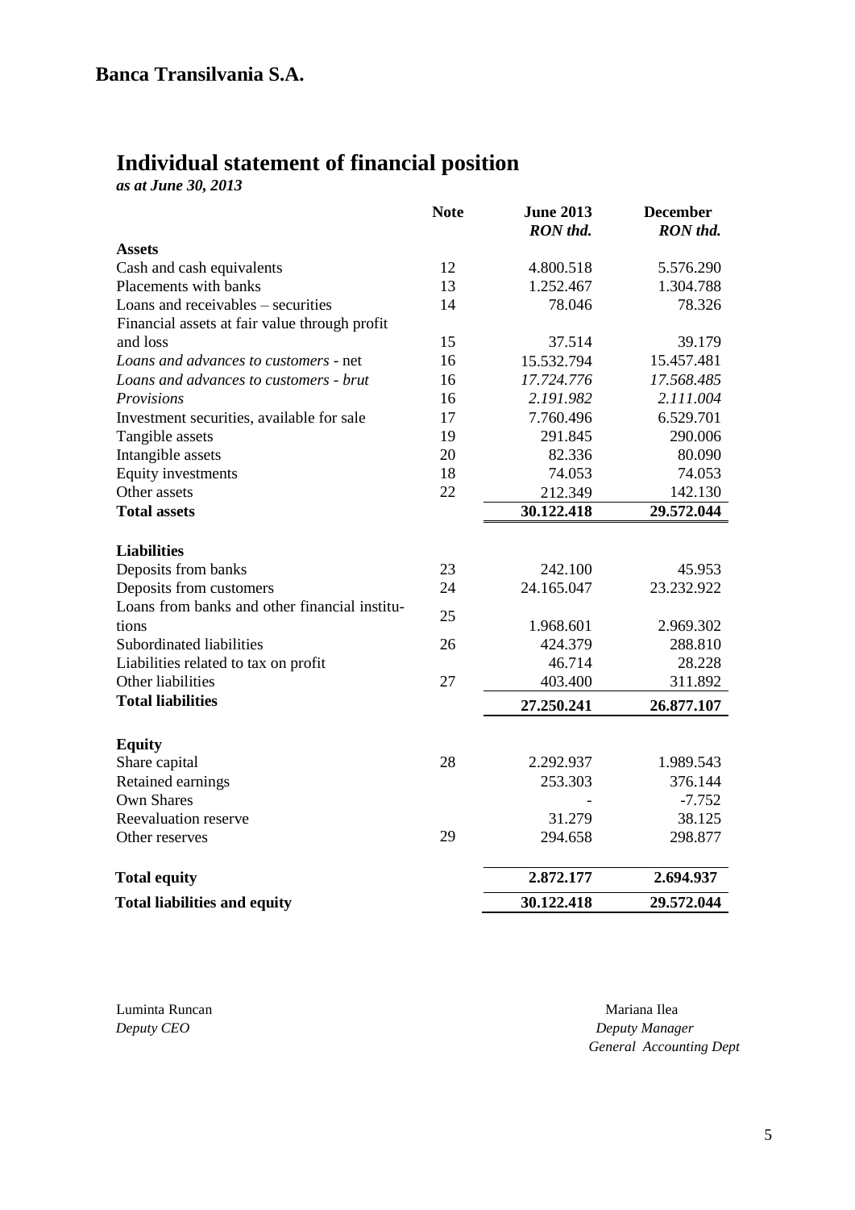**Banca Transilvania S.A.**

# Individual statement of financial position

***as at June 30, 2013***

| | Note | June 2013 *RON thd.* | December *RON thd.* |
|---|---|---|---|
| **Assets** | | | |
| Cash and cash equivalents | 12 | 4.800.518 | 5.576.290 |
| Placements with banks | 13 | 1.252.467 | 1.304.788 |
| Loans and receivables – securities | 14 | 78.046 | 78.326 |
| Financial assets at fair value through profit and loss | 15 | 37.514 | 39.179 |
| *Loans and advances to customers* - net | 16 | 15.532.794 | 15.457.481 |
| *Loans and advances to customers - brut* | 16 | *17.724.776* | *17.568.485* |
| *Provisions* | 16 | *2.191.982* | *2.111.004* |
| Investment securities, available for sale | 17 | 7.760.496 | 6.529.701 |
| Tangible assets | 19 | 291.845 | 290.006 |
| Intangible assets | 20 | 82.336 | 80.090 |
| Equity investments | 18 | 74.053 | 74.053 |
| Other assets | 22 | 212.349 | 142.130 |
| **Total assets** | | **30.122.418** | **29.572.044** |
| | | | |
| **Liabilities** | | | |
| Deposits from banks | 23 | 242.100 | 45.953 |
| Deposits from customers | 24 | 24.165.047 | 23.232.922 |
| Loans from banks and other financial institutions | 25 | 1.968.601 | 2.969.302 |
| Subordinated liabilities | 26 | 424.379 | 288.810 |
| Liabilities related to tax on profit | | 46.714 | 28.228 |
| Other liabilities | 27 | 403.400 | 311.892 |
| **Total liabilities** | | **27.250.241** | **26.877.107** |
| | | | |
| **Equity** | | | |
| Share capital | 28 | 2.292.937 | 1.989.543 |
| Retained earnings | | 253.303 | 376.144 |
| Own Shares | | - | -7.752 |
| Reevaluation reserve | | 31.279 | 38.125 |
| Other reserves | 29 | 294.658 | 298.877 |
| | | | |
| **Total equity** | | **2.872.177** | **2.694.937** |
| **Total liabilities and equity** | | **30.122.418** | **29.572.044** |

Luminta Runcan
*Deputy CEO*

Mariana Ilea
*Deputy Manager*
*General Accounting Dept*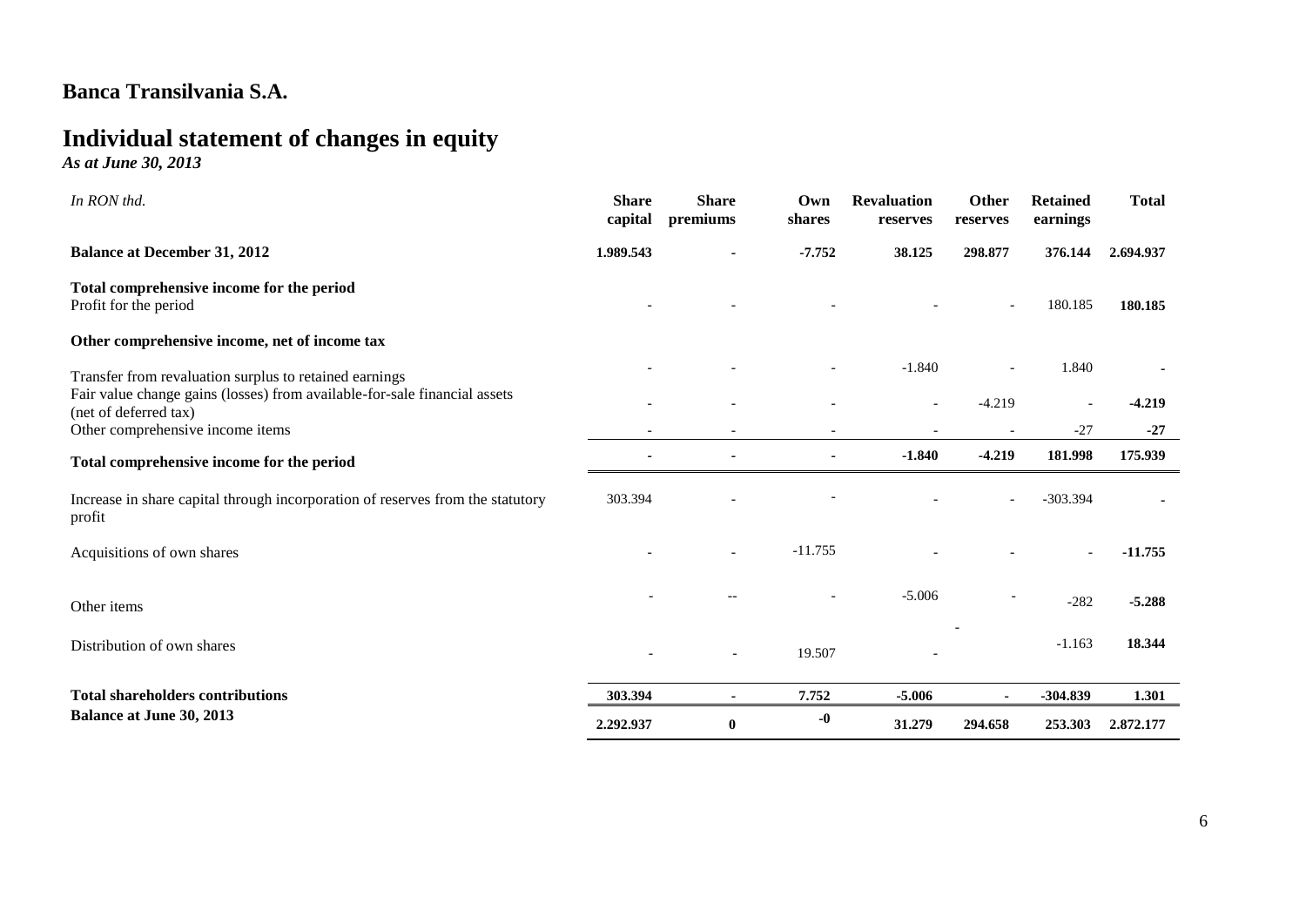## Banca Transilvania S.A.

# Individual statement of changes in equity

*As at June 30, 2013*

| *In RON thd.* | Share capital | Share premiums | Own shares | Revaluation reserves | Other reserves | Retained earnings | Total |
|---|---|---|---|---|---|---|---|
| **Balance at December 31, 2012** | **1.989.543** | **-** | **-7.752** | **38.125** | **298.877** | **376.144** | **2.694.937** |
| **Total comprehensive income for the period** | | | | | | | |
| Profit for the period | - | - | - | - | - | 180.185 | **180.185** |
| **Other comprehensive income, net of income tax** | | | | | | | |
| Transfer from revaluation surplus to retained earnings | - | - | - | -1.840 | - | 1.840 | **-** |
| Fair value change gains (losses) from available-for-sale financial assets (net of deferred tax) | - | - | - | - | -4.219 | - | **-4.219** |
| Other comprehensive income items | - | - | - | - | - | -27 | **-27** |
| **Total comprehensive income for the period** | **-** | **-** | **-** | **-1.840** | **-4.219** | **181.998** | **175.939** |
| Increase in share capital through incorporation of reserves from the statutory profit | 303.394 | - | - | - | - | -303.394 | **-** |
| Acquisitions of own shares | - | - | -11.755 | - | - | - | **-11.755** |
| Other items | - | -- | - | -5.006 | - | -282 | **-5.288** |
| Distribution of own shares | - | - | 19.507 | - | - | -1.163 | **18.344** |
| **Total shareholders contributions** | **303.394** | **-** | **7.752** | **-5.006** | **-** | **-304.839** | **1.301** |
| **Balance at June 30, 2013** | **2.292.937** | **0** | **-0** | **31.279** | **294.658** | **253.303** | **2.872.177** |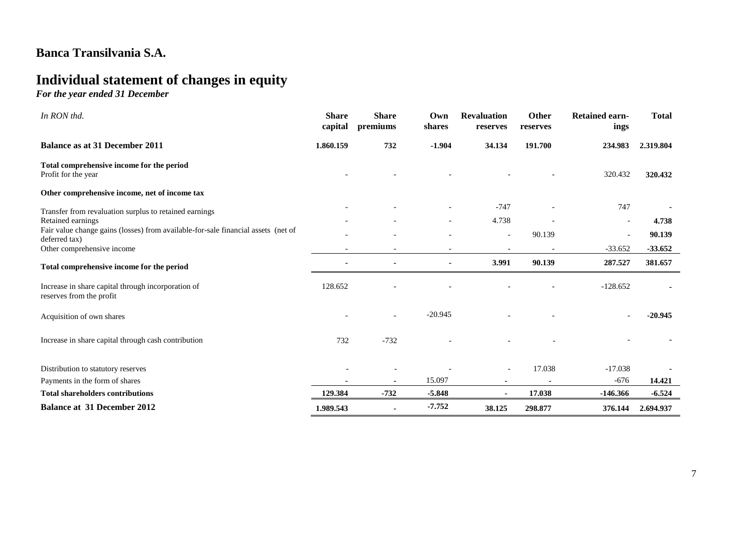## Banca Transilvania S.A.

# Individual statement of changes in equity

*For the year ended 31 December*

| *In RON thd.* | Share capital | Share premiums | Own shares | Revaluation reserves | Other reserves | Retained earnings | Total |
|---|---|---|---|---|---|---|---|
| **Balance as at 31 December 2011** | **1.860.159** | **732** | **-1.904** | **34.134** | **191.700** | **234.983** | **2.319.804** |
| **Total comprehensive income for the period** | | | | | | | |
| Profit for the year | - | - | - | - | - | 320.432 | **320.432** |
| **Other comprehensive income, net of income tax** | | | | | | | |
| Transfer from revaluation surplus to retained earnings | - | - | - | -747 | - | 747 | - |
| Retained earnings | - | - | - | 4.738 | - | - | **4.738** |
| Fair value change gains (losses) from available-for-sale financial assets (net of deferred tax) | - | - | - | - | 90.139 | - | **90.139** |
| Other comprehensive income | - | - | - | - | - | -33.652 | **-33.652** |
| **Total comprehensive income for the period** | **-** | **-** | **-** | **3.991** | **90.139** | **287.527** | **381.657** |
| Increase in share capital through incorporation of reserves from the profit | 128.652 | - | - | - | - | -128.652 | - |
| Acquisition of own shares | - | - | -20.945 | - | - | - | **-20.945** |
| Increase in share capital through cash contribution | 732 | -732 | - | - | - | - | - |
| Distribution to statutory reserves | - | - | - | - | 17.038 | -17.038 | - |
| Payments in the form of shares | **-** | **-** | 15.097 | **-** | **-** | -676 | **14.421** |
| **Total shareholders contributions** | **129.384** | **-732** | **-5.848** | **-** | **17.038** | **-146.366** | **-6.524** |
| **Balance at 31 December 2012** | **1.989.543** | **-** | **-7.752** | **38.125** | **298.877** | **376.144** | **2.694.937** |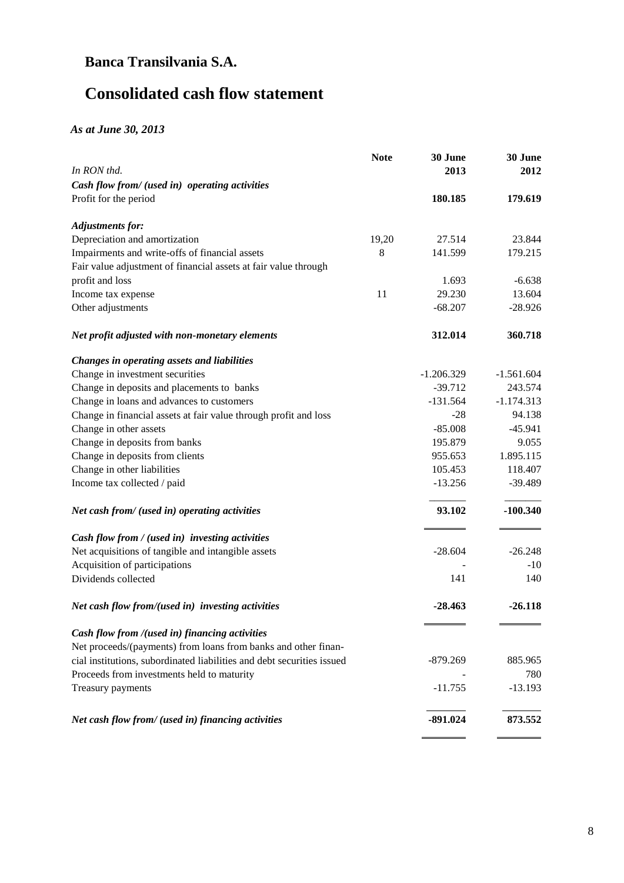# Banca Transilvania S.A.

# Consolidated cash flow statement

*As at June 30, 2013*

| *In RON thd.* | **Note** | **30 June 2013** | **30 June 2012** |
|---|---|---|---|
| ***Cash flow from/ (used in) operating activities*** | | | |
| Profit for the period | | **180.185** | **179.619** |
| ***Adjustments for:*** | | | |
| Depreciation and amortization | 19,20 | 27.514 | 23.844 |
| Impairments and write-offs of financial assets | 8 | 141.599 | 179.215 |
| Fair value adjustment of financial assets at fair value through profit and loss | | 1.693 | -6.638 |
| Income tax expense | 11 | 29.230 | 13.604 |
| Other adjustments | | -68.207 | -28.926 |
| ***Net profit adjusted with non-monetary elements*** | | **312.014** | **360.718** |
| ***Changes in operating assets and liabilities*** | | | |
| Change in investment securities | | -1.206.329 | -1.561.604 |
| Change in deposits and placements to banks | | -39.712 | 243.574 |
| Change in loans and advances to customers | | -131.564 | -1.174.313 |
| Change in financial assets at fair value through profit and loss | | -28 | 94.138 |
| Change in other assets | | -85.008 | -45.941 |
| Change in deposits from banks | | 195.879 | 9.055 |
| Change in deposits from clients | | 955.653 | 1.895.115 |
| Change in other liabilities | | 105.453 | 118.407 |
| Income tax collected / paid | | -13.256 | -39.489 |
| ***Net cash from/ (used in) operating activities*** | | **93.102** | **-100.340** |
| ***Cash flow from / (used in) investing activities*** | | | |
| Net acquisitions of tangible and intangible assets | | -28.604 | -26.248 |
| Acquisition of participations | | - | -10 |
| Dividends collected | | 141 | 140 |
| ***Net cash flow from/(used in) investing activities*** | | **-28.463** | **-26.118** |
| ***Cash flow from /(used in) financing activities*** | | | |
| Net proceeds/(payments) from loans from banks and other financial institutions, subordinated liabilities and debt securities issued | | -879.269 | 885.965 |
| Proceeds from investments held to maturity | | - | 780 |
| Treasury payments | | -11.755 | -13.193 |
| ***Net cash flow from/ (used in) financing activities*** | | **-891.024** | **873.552** |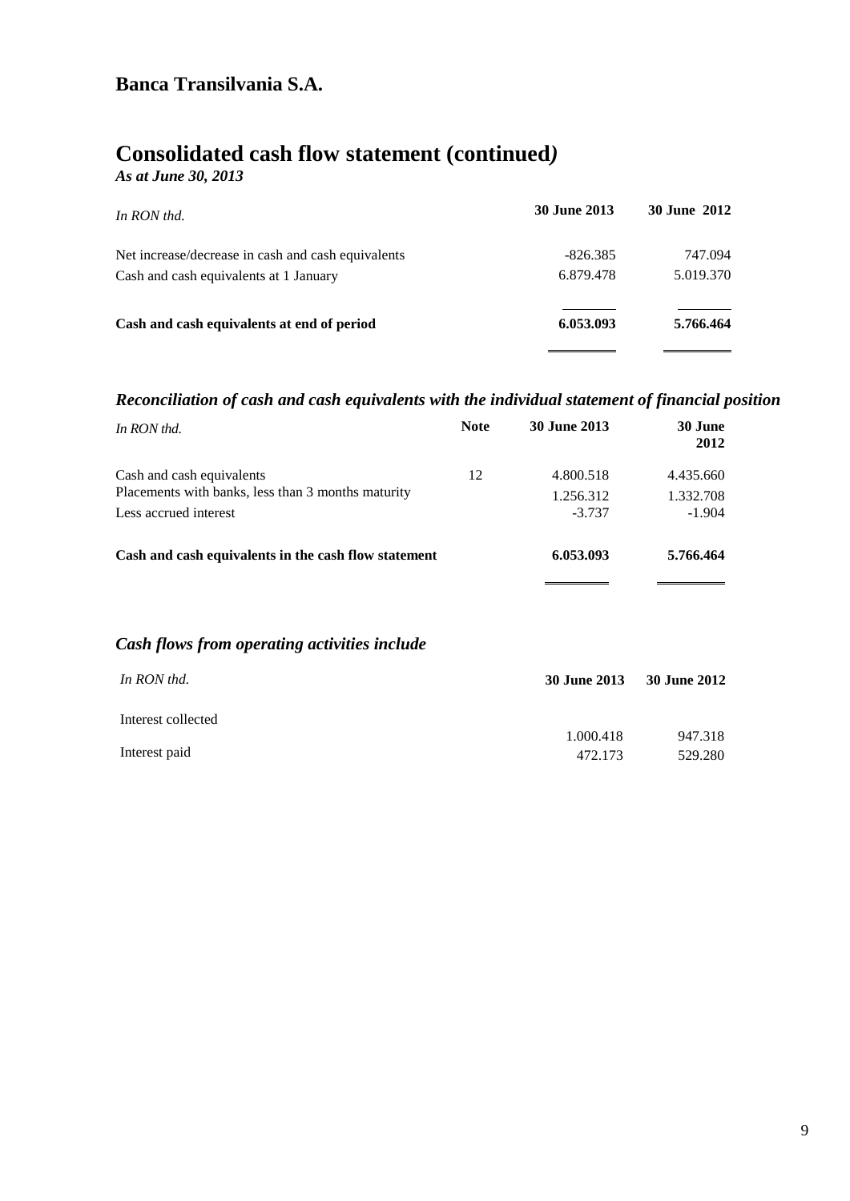# Banca Transilvania S.A.

## Consolidated cash flow statement (continued)

***As at June 30, 2013***

| *In RON thd.* | **30 June 2013** | **30 June 2012** |
|---|---|---|
| Net increase/decrease in cash and cash equivalents | -826.385 | 747.094 |
| Cash and cash equivalents at 1 January | 6.879.478 | 5.019.370 |
| **Cash and cash equivalents at end of period** | **6.053.093** | **5.766.464** |

### *Reconciliation of cash and cash equivalents with the individual statement of financial position*

| *In RON thd.* | **Note** | **30 June 2013** | **30 June 2012** |
|---|---|---|---|
| Cash and cash equivalents | 12 | 4.800.518 | 4.435.660 |
| Placements with banks, less than 3 months maturity | | 1.256.312 | 1.332.708 |
| Less accrued interest | | -3.737 | -1.904 |
| **Cash and cash equivalents in the cash flow statement** | | **6.053.093** | **5.766.464** |

### *Cash flows from operating activities include*

| *In RON thd.* | **30 June 2013** | **30 June 2012** |
|---|---|---|
| Interest collected | 1.000.418 | 947.318 |
| Interest paid | 472.173 | 529.280 |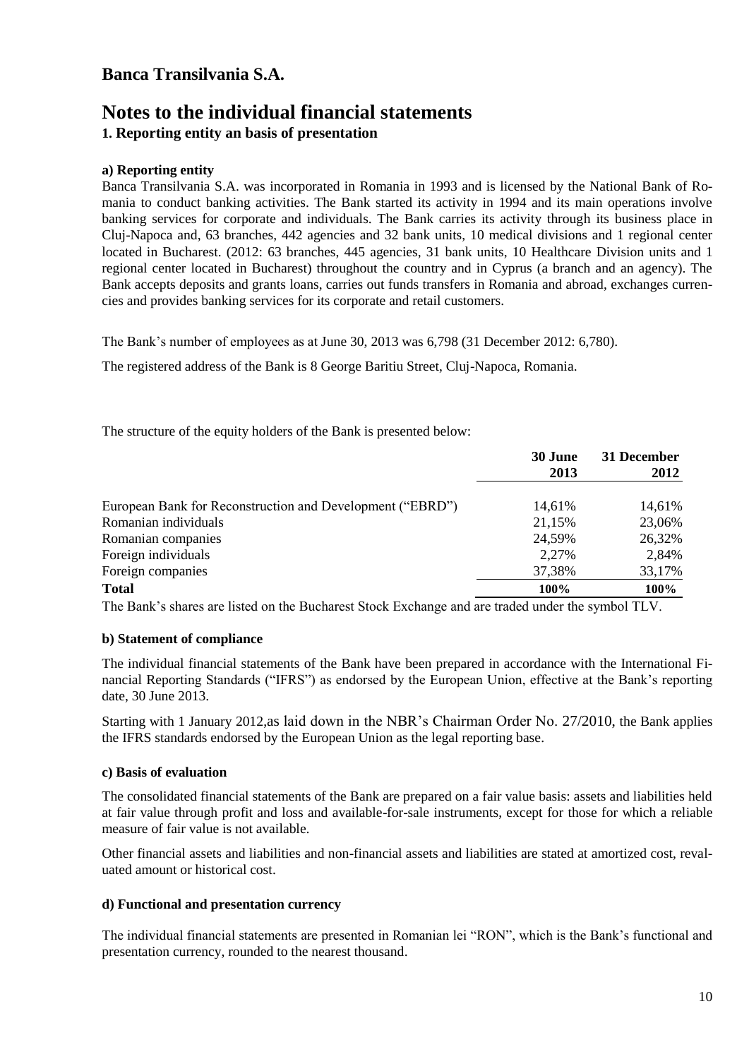# Banca Transilvania S.A.

# Notes to the individual financial statements

## 1. Reporting entity an basis of presentation

### a) Reporting entity

Banca Transilvania S.A. was incorporated in Romania in 1993 and is licensed by the National Bank of Romania to conduct banking activities. The Bank started its activity in 1994 and its main operations involve banking services for corporate and individuals. The Bank carries its activity through its business place in Cluj-Napoca and, 63 branches, 442 agencies and 32 bank units, 10 medical divisions and 1 regional center located in Bucharest. (2012: 63 branches, 445 agencies, 31 bank units, 10 Healthcare Division units and 1 regional center located in Bucharest) throughout the country and in Cyprus (a branch and an agency). The Bank accepts deposits and grants loans, carries out funds transfers in Romania and abroad, exchanges currencies and provides banking services for its corporate and retail customers.

The Bank's number of employees as at June 30, 2013 was 6,798 (31 December 2012: 6,780).

The registered address of the Bank is 8 George Baritiu Street, Cluj-Napoca, Romania.

The structure of the equity holders of the Bank is presented below:

| | 30 June 2013 | 31 December 2012 |
|---|---|---|
| European Bank for Reconstruction and Development ("EBRD") | 14,61% | 14,61% |
| Romanian individuals | 21,15% | 23,06% |
| Romanian companies | 24,59% | 26,32% |
| Foreign individuals | 2,27% | 2,84% |
| Foreign companies | 37,38% | 33,17% |
| **Total** | **100%** | **100%** |

The Bank's shares are listed on the Bucharest Stock Exchange and are traded under the symbol TLV.

### b) Statement of compliance

The individual financial statements of the Bank have been prepared in accordance with the International Financial Reporting Standards ("IFRS") as endorsed by the European Union, effective at the Bank's reporting date, 30 June 2013.

Starting with 1 January 2012,as laid down in the NBR's Chairman Order No. 27/2010, the Bank applies the IFRS standards endorsed by the European Union as the legal reporting base.

### c) Basis of evaluation

The consolidated financial statements of the Bank are prepared on a fair value basis: assets and liabilities held at fair value through profit and loss and available-for-sale instruments, except for those for which a reliable measure of fair value is not available.

Other financial assets and liabilities and non-financial assets and liabilities are stated at amortized cost, revaluated amount or historical cost.

### d) Functional and presentation currency

The individual financial statements are presented in Romanian lei "RON", which is the Bank's functional and presentation currency, rounded to the nearest thousand.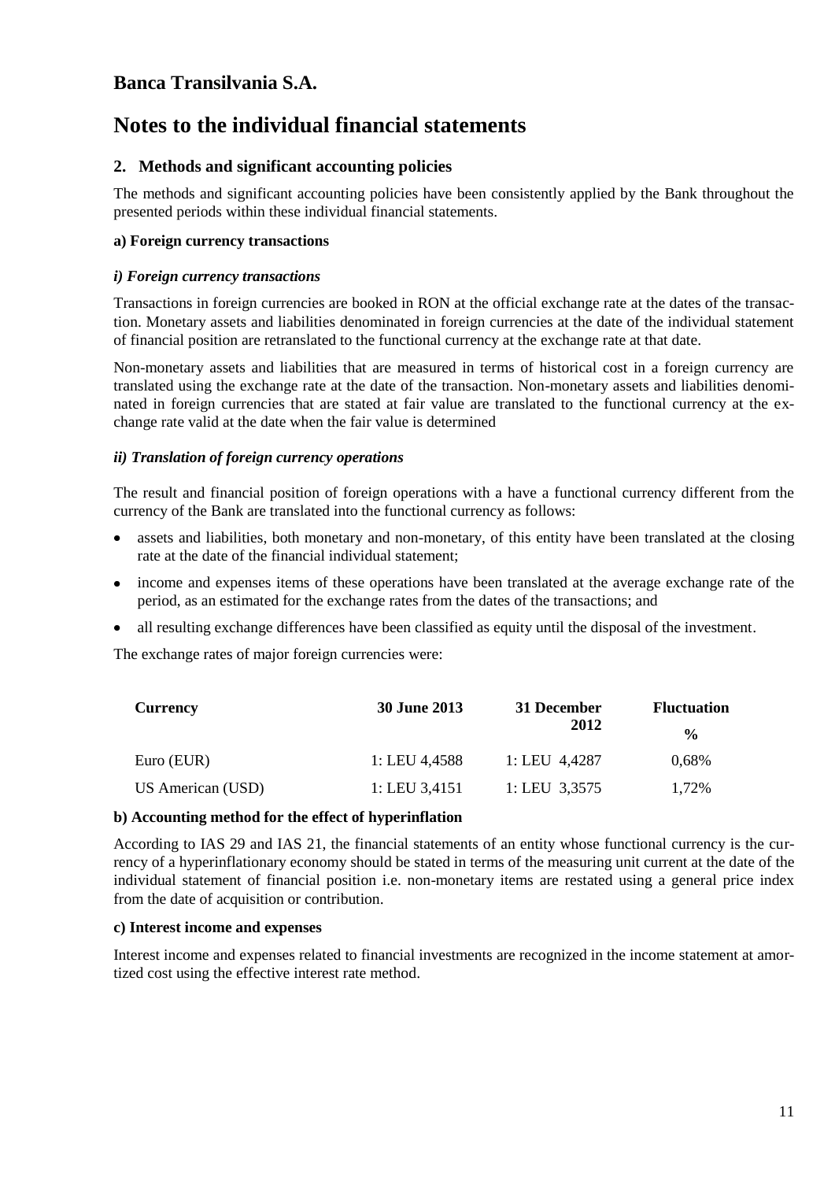## Banca Transilvania S.A.

# Notes to the individual financial statements

## 2. Methods and significant accounting policies

The methods and significant accounting policies have been consistently applied by the Bank throughout the presented periods within these individual financial statements.

**a) Foreign currency transactions**

***i) Foreign currency transactions***

Transactions in foreign currencies are booked in RON at the official exchange rate at the dates of the transaction. Monetary assets and liabilities denominated in foreign currencies at the date of the individual statement of financial position are retranslated to the functional currency at the exchange rate at that date.

Non-monetary assets and liabilities that are measured in terms of historical cost in a foreign currency are translated using the exchange rate at the date of the transaction. Non-monetary assets and liabilities denominated in foreign currencies that are stated at fair value are translated to the functional currency at the exchange rate valid at the date when the fair value is determined

***ii) Translation of foreign currency operations***

The result and financial position of foreign operations with a have a functional currency different from the currency of the Bank are translated into the functional currency as follows:

- assets and liabilities, both monetary and non-monetary, of this entity have been translated at the closing rate at the date of the financial individual statement;
- income and expenses items of these operations have been translated at the average exchange rate of the period, as an estimated for the exchange rates from the dates of the transactions; and
- all resulting exchange differences have been classified as equity until the disposal of the investment.

The exchange rates of major foreign currencies were:

| Currency | 30 June 2013 | 31 December 2012 | Fluctuation % |
|---|---|---|---|
| Euro (EUR) | 1: LEU 4,4588 | 1: LEU 4,4287 | 0,68% |
| US American (USD) | 1: LEU 3,4151 | 1: LEU 3,3575 | 1,72% |

**b) Accounting method for the effect of hyperinflation**

According to IAS 29 and IAS 21, the financial statements of an entity whose functional currency is the currency of a hyperinflationary economy should be stated in terms of the measuring unit current at the date of the individual statement of financial position i.e. non-monetary items are restated using a general price index from the date of acquisition or contribution.

**c) Interest income and expenses**

Interest income and expenses related to financial investments are recognized in the income statement at amortized cost using the effective interest rate method.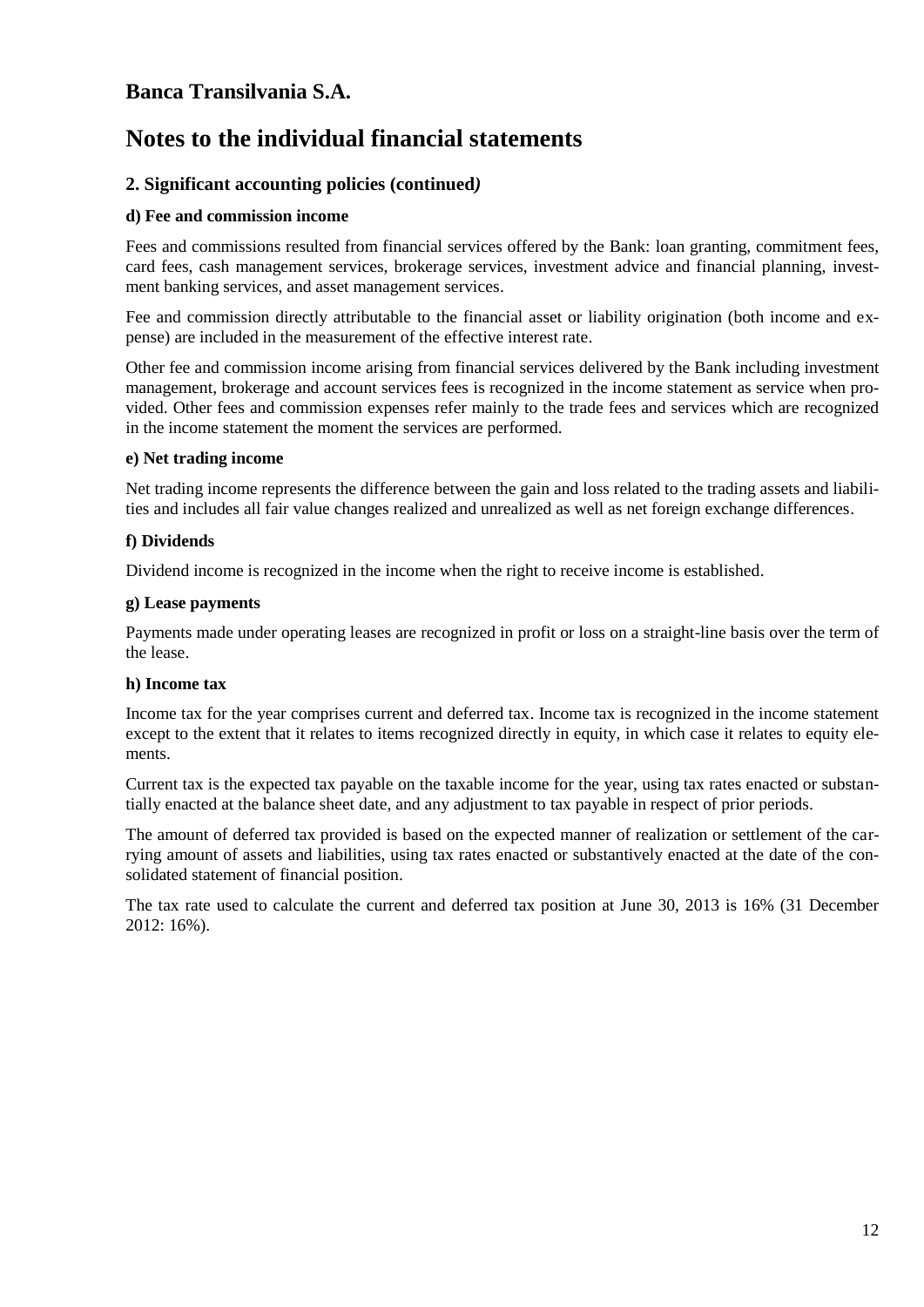## Banca Transilvania S.A.

# Notes to the individual financial statements

### 2. Significant accounting policies (continued)

#### d) Fee and commission income

Fees and commissions resulted from financial services offered by the Bank: loan granting, commitment fees, card fees, cash management services, brokerage services, investment advice and financial planning, investment banking services, and asset management services.

Fee and commission directly attributable to the financial asset or liability origination (both income and expense) are included in the measurement of the effective interest rate.

Other fee and commission income arising from financial services delivered by the Bank including investment management, brokerage and account services fees is recognized in the income statement as service when provided. Other fees and commission expenses refer mainly to the trade fees and services which are recognized in the income statement the moment the services are performed.

#### e) Net trading income

Net trading income represents the difference between the gain and loss related to the trading assets and liabilities and includes all fair value changes realized and unrealized as well as net foreign exchange differences.

#### f) Dividends

Dividend income is recognized in the income when the right to receive income is established.

#### g) Lease payments

Payments made under operating leases are recognized in profit or loss on a straight-line basis over the term of the lease.

#### h) Income tax

Income tax for the year comprises current and deferred tax. Income tax is recognized in the income statement except to the extent that it relates to items recognized directly in equity, in which case it relates to equity elements.

Current tax is the expected tax payable on the taxable income for the year, using tax rates enacted or substantially enacted at the balance sheet date, and any adjustment to tax payable in respect of prior periods.

The amount of deferred tax provided is based on the expected manner of realization or settlement of the carrying amount of assets and liabilities, using tax rates enacted or substantively enacted at the date of the consolidated statement of financial position.

The tax rate used to calculate the current and deferred tax position at June 30, 2013 is 16% (31 December 2012: 16%).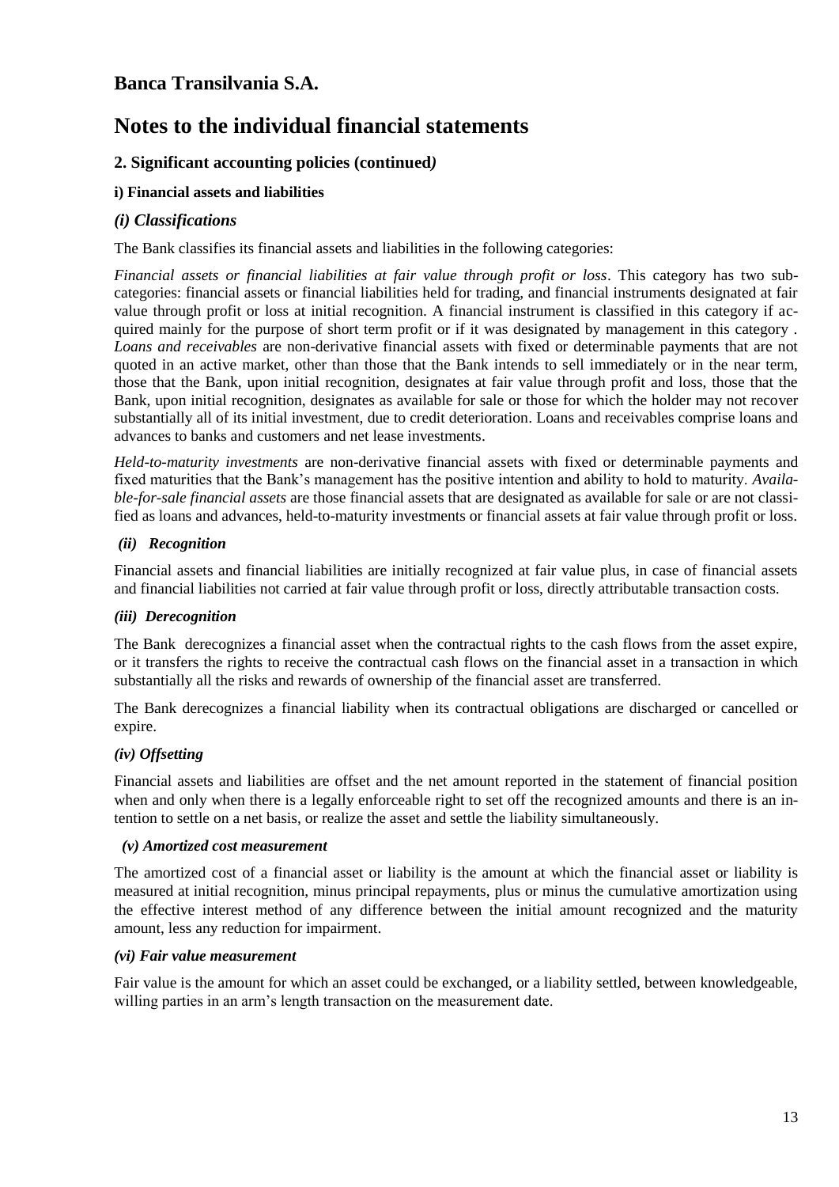## Banca Transilvania S.A.

# Notes to the individual financial statements

### 2. Significant accounting policies (continued*)*

#### i) Financial assets and liabilities

### *(i) Classifications*

The Bank classifies its financial assets and liabilities in the following categories:

*Financial assets or financial liabilities at fair value through profit or loss*. This category has two sub-categories: financial assets or financial liabilities held for trading, and financial instruments designated at fair value through profit or loss at initial recognition. A financial instrument is classified in this category if acquired mainly for the purpose of short term profit or if it was designated by management in this category . *Loans and receivables* are non-derivative financial assets with fixed or determinable payments that are not quoted in an active market, other than those that the Bank intends to sell immediately or in the near term, those that the Bank, upon initial recognition, designates at fair value through profit and loss, those that the Bank, upon initial recognition, designates as available for sale or those for which the holder may not recover substantially all of its initial investment, due to credit deterioration. Loans and receivables comprise loans and advances to banks and customers and net lease investments.

*Held-to-maturity investments* are non-derivative financial assets with fixed or determinable payments and fixed maturities that the Bank's management has the positive intention and ability to hold to maturity. *Available-for-sale financial assets* are those financial assets that are designated as available for sale or are not classified as loans and advances, held-to-maturity investments or financial assets at fair value through profit or loss.

#### *(ii) Recognition*

Financial assets and financial liabilities are initially recognized at fair value plus, in case of financial assets and financial liabilities not carried at fair value through profit or loss, directly attributable transaction costs.

#### *(iii) Derecognition*

The Bank derecognizes a financial asset when the contractual rights to the cash flows from the asset expire, or it transfers the rights to receive the contractual cash flows on the financial asset in a transaction in which substantially all the risks and rewards of ownership of the financial asset are transferred.

The Bank derecognizes a financial liability when its contractual obligations are discharged or cancelled or expire.

#### *(iv) Offsetting*

Financial assets and liabilities are offset and the net amount reported in the statement of financial position when and only when there is a legally enforceable right to set off the recognized amounts and there is an intention to settle on a net basis, or realize the asset and settle the liability simultaneously.

#### *(v) Amortized cost measurement*

The amortized cost of a financial asset or liability is the amount at which the financial asset or liability is measured at initial recognition, minus principal repayments, plus or minus the cumulative amortization using the effective interest method of any difference between the initial amount recognized and the maturity amount, less any reduction for impairment.

#### *(vi) Fair value measurement*

Fair value is the amount for which an asset could be exchanged, or a liability settled, between knowledgeable, willing parties in an arm's length transaction on the measurement date.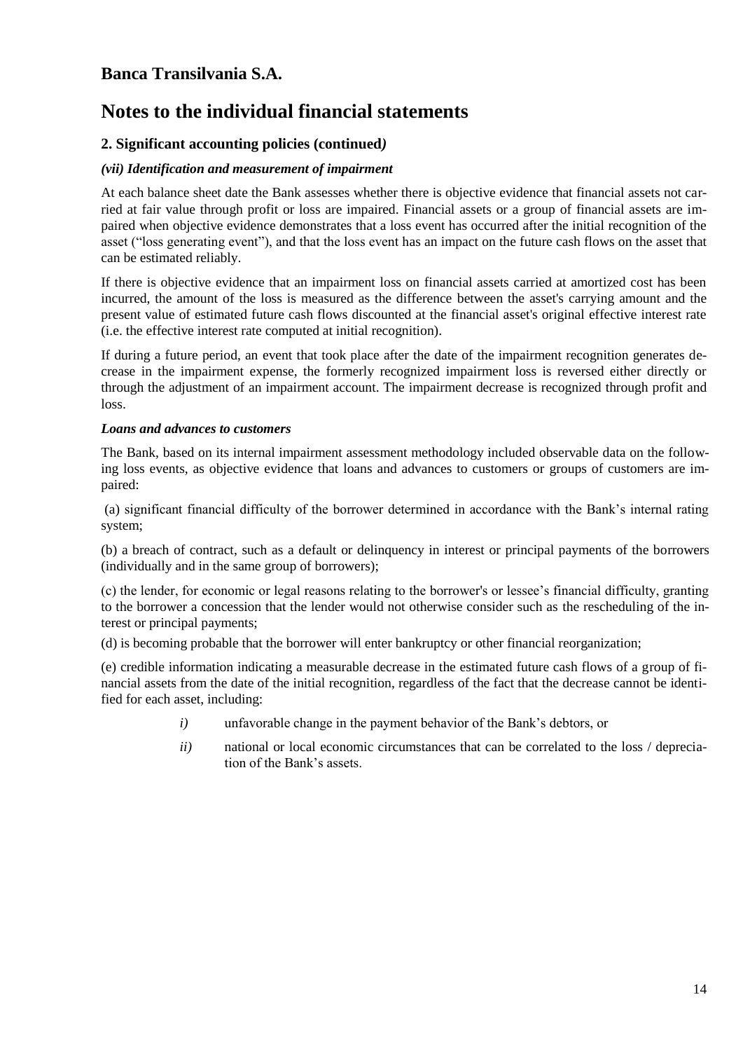## Banca Transilvania S.A.

# Notes to the individual financial statements

### 2. Significant accounting policies (continued)

#### *(vii) Identification and measurement of impairment*

At each balance sheet date the Bank assesses whether there is objective evidence that financial assets not carried at fair value through profit or loss are impaired. Financial assets or a group of financial assets are impaired when objective evidence demonstrates that a loss event has occurred after the initial recognition of the asset ("loss generating event"), and that the loss event has an impact on the future cash flows on the asset that can be estimated reliably.

If there is objective evidence that an impairment loss on financial assets carried at amortized cost has been incurred, the amount of the loss is measured as the difference between the asset's carrying amount and the present value of estimated future cash flows discounted at the financial asset's original effective interest rate (i.e. the effective interest rate computed at initial recognition).

If during a future period, an event that took place after the date of the impairment recognition generates decrease in the impairment expense, the formerly recognized impairment loss is reversed either directly or through the adjustment of an impairment account. The impairment decrease is recognized through profit and loss.

#### *Loans and advances to customers*

The Bank, based on its internal impairment assessment methodology included observable data on the following loss events, as objective evidence that loans and advances to customers or groups of customers are impaired:

(a) significant financial difficulty of the borrower determined in accordance with the Bank's internal rating system;

(b) a breach of contract, such as a default or delinquency in interest or principal payments of the borrowers (individually and in the same group of borrowers);

(c) the lender, for economic or legal reasons relating to the borrower's or lessee's financial difficulty, granting to the borrower a concession that the lender would not otherwise consider such as the rescheduling of the interest or principal payments;

(d) is becoming probable that the borrower will enter bankruptcy or other financial reorganization;

(e) credible information indicating a measurable decrease in the estimated future cash flows of a group of financial assets from the date of the initial recognition, regardless of the fact that the decrease cannot be identified for each asset, including:

- *i)* unfavorable change in the payment behavior of the Bank's debtors, or
- *ii)* national or local economic circumstances that can be correlated to the loss / depreciation of the Bank's assets.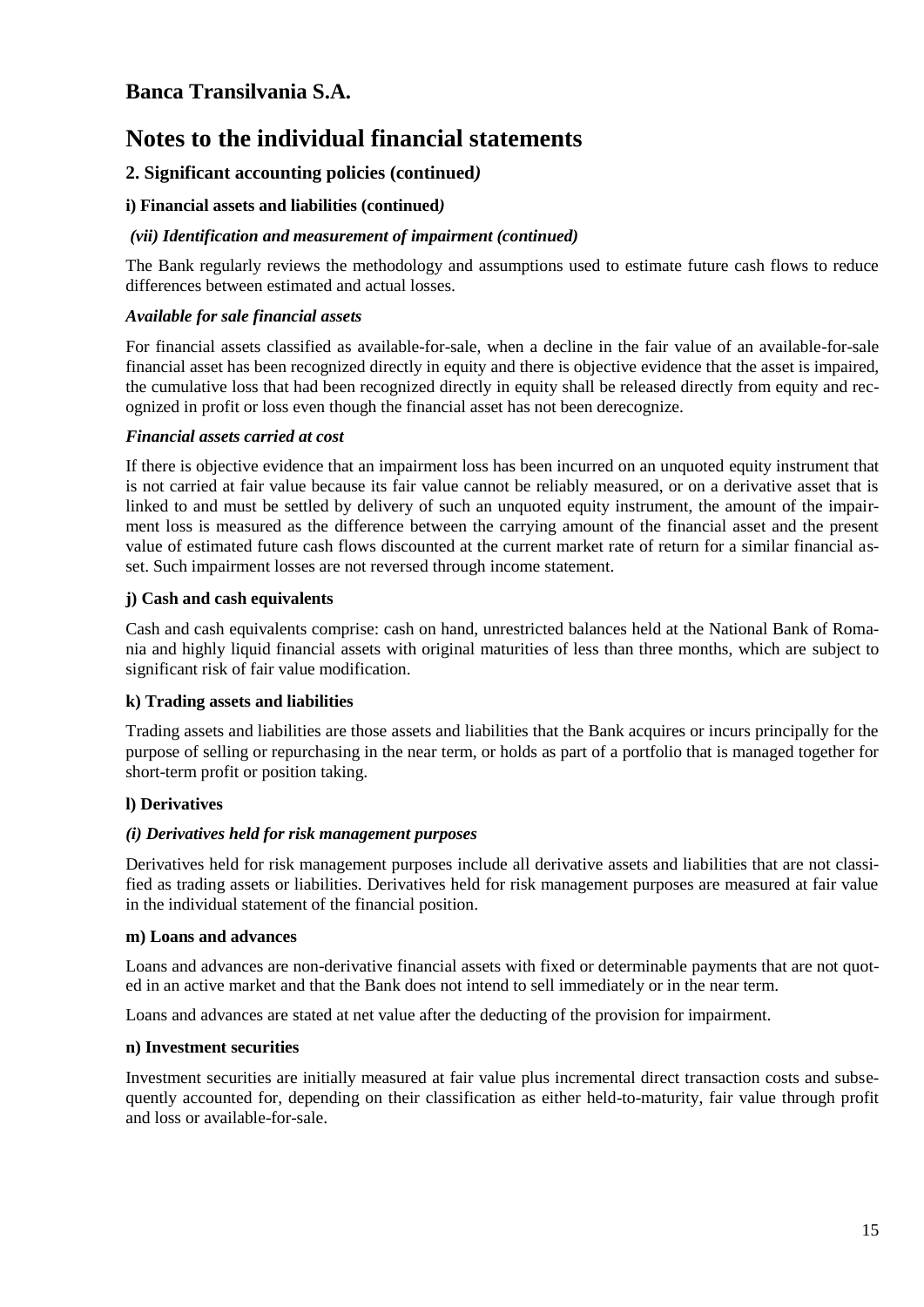# Banca Transilvania S.A.

# Notes to the individual financial statements

## 2. Significant accounting policies (continued)

### i) Financial assets and liabilities (continued)

#### *(vii) Identification and measurement of impairment (continued)*

The Bank regularly reviews the methodology and assumptions used to estimate future cash flows to reduce differences between estimated and actual losses.

***Available for sale financial assets***

For financial assets classified as available-for-sale, when a decline in the fair value of an available-for-sale financial asset has been recognized directly in equity and there is objective evidence that the asset is impaired, the cumulative loss that had been recognized directly in equity shall be released directly from equity and recognized in profit or loss even though the financial asset has not been derecognize.

***Financial assets carried at cost***

If there is objective evidence that an impairment loss has been incurred on an unquoted equity instrument that is not carried at fair value because its fair value cannot be reliably measured, or on a derivative asset that is linked to and must be settled by delivery of such an unquoted equity instrument, the amount of the impairment loss is measured as the difference between the carrying amount of the financial asset and the present value of estimated future cash flows discounted at the current market rate of return for a similar financial asset. Such impairment losses are not reversed through income statement.

### j) Cash and cash equivalents

Cash and cash equivalents comprise: cash on hand, unrestricted balances held at the National Bank of Romania and highly liquid financial assets with original maturities of less than three months, which are subject to significant risk of fair value modification.

### k) Trading assets and liabilities

Trading assets and liabilities are those assets and liabilities that the Bank acquires or incurs principally for the purpose of selling or repurchasing in the near term, or holds as part of a portfolio that is managed together for short-term profit or position taking.

### l) Derivatives

#### *(i) Derivatives held for risk management purposes*

Derivatives held for risk management purposes include all derivative assets and liabilities that are not classified as trading assets or liabilities. Derivatives held for risk management purposes are measured at fair value in the individual statement of the financial position.

### m) Loans and advances

Loans and advances are non-derivative financial assets with fixed or determinable payments that are not quoted in an active market and that the Bank does not intend to sell immediately or in the near term.

Loans and advances are stated at net value after the deducting of the provision for impairment.

### n) Investment securities

Investment securities are initially measured at fair value plus incremental direct transaction costs and subsequently accounted for, depending on their classification as either held-to-maturity, fair value through profit and loss or available-for-sale.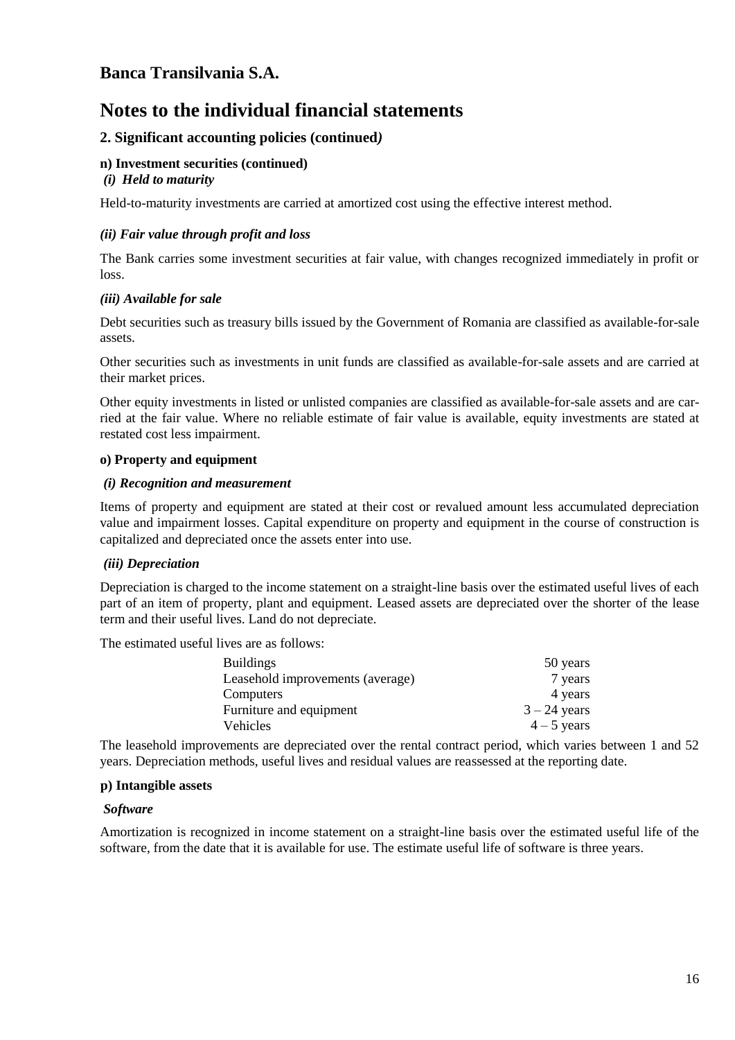## Banca Transilvania S.A.

# Notes to the individual financial statements

### 2. Significant accounting policies (continued)

**n) Investment securities (continued)**

***(i) Held to maturity***

Held-to-maturity investments are carried at amortized cost using the effective interest method.

***(ii) Fair value through profit and loss***

The Bank carries some investment securities at fair value, with changes recognized immediately in profit or loss.

***(iii) Available for sale***

Debt securities such as treasury bills issued by the Government of Romania are classified as available-for-sale assets.

Other securities such as investments in unit funds are classified as available-for-sale assets and are carried at their market prices.

Other equity investments in listed or unlisted companies are classified as available-for-sale assets and are carried at the fair value. Where no reliable estimate of fair value is available, equity investments are stated at restated cost less impairment.

**o) Property and equipment**

***(i) Recognition and measurement***

Items of property and equipment are stated at their cost or revalued amount less accumulated depreciation value and impairment losses. Capital expenditure on property and equipment in the course of construction is capitalized and depreciated once the assets enter into use.

***(iii) Depreciation***

Depreciation is charged to the income statement on a straight-line basis over the estimated useful lives of each part of an item of property, plant and equipment. Leased assets are depreciated over the shorter of the lease term and their useful lives. Land do not depreciate.

The estimated useful lives are as follows:

| | |
|---|---|
| Buildings | 50 years |
| Leasehold improvements (average) | 7 years |
| Computers | 4 years |
| Furniture and equipment | 3 – 24 years |
| Vehicles | 4 – 5 years |

The leasehold improvements are depreciated over the rental contract period, which varies between 1 and 52 years. Depreciation methods, useful lives and residual values are reassessed at the reporting date.

**p) Intangible assets**

***Software***

Amortization is recognized in income statement on a straight-line basis over the estimated useful life of the software, from the date that it is available for use. The estimate useful life of software is three years.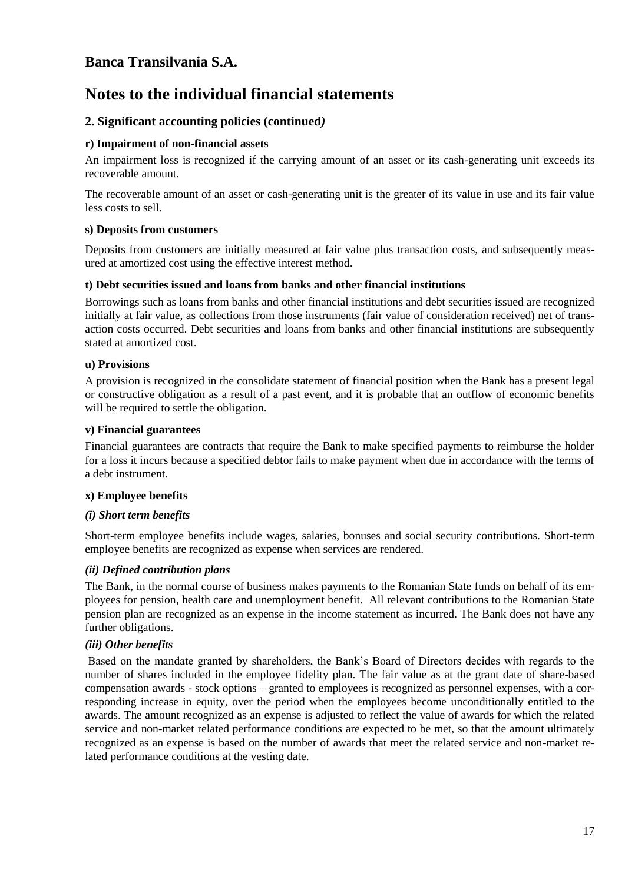# Banca Transilvania S.A.

# Notes to the individual financial statements

## 2. Significant accounting policies (continued)

### r) Impairment of non-financial assets

An impairment loss is recognized if the carrying amount of an asset or its cash-generating unit exceeds its recoverable amount.

The recoverable amount of an asset or cash-generating unit is the greater of its value in use and its fair value less costs to sell.

### s) Deposits from customers

Deposits from customers are initially measured at fair value plus transaction costs, and subsequently measured at amortized cost using the effective interest method.

### t) Debt securities issued and loans from banks and other financial institutions

Borrowings such as loans from banks and other financial institutions and debt securities issued are recognized initially at fair value, as collections from those instruments (fair value of consideration received) net of transaction costs occurred. Debt securities and loans from banks and other financial institutions are subsequently stated at amortized cost.

### u) Provisions

A provision is recognized in the consolidate statement of financial position when the Bank has a present legal or constructive obligation as a result of a past event, and it is probable that an outflow of economic benefits will be required to settle the obligation.

### v) Financial guarantees

Financial guarantees are contracts that require the Bank to make specified payments to reimburse the holder for a loss it incurs because a specified debtor fails to make payment when due in accordance with the terms of a debt instrument.

### x) Employee benefits

#### *(i) Short term benefits*

Short-term employee benefits include wages, salaries, bonuses and social security contributions. Short-term employee benefits are recognized as expense when services are rendered.

#### *(ii) Defined contribution plans*

The Bank, in the normal course of business makes payments to the Romanian State funds on behalf of its employees for pension, health care and unemployment benefit. All relevant contributions to the Romanian State pension plan are recognized as an expense in the income statement as incurred. The Bank does not have any further obligations.

#### *(iii) Other benefits*

Based on the mandate granted by shareholders, the Bank's Board of Directors decides with regards to the number of shares included in the employee fidelity plan. The fair value as at the grant date of share-based compensation awards - stock options – granted to employees is recognized as personnel expenses, with a corresponding increase in equity, over the period when the employees become unconditionally entitled to the awards. The amount recognized as an expense is adjusted to reflect the value of awards for which the related service and non-market related performance conditions are expected to be met, so that the amount ultimately recognized as an expense is based on the number of awards that meet the related service and non-market related performance conditions at the vesting date.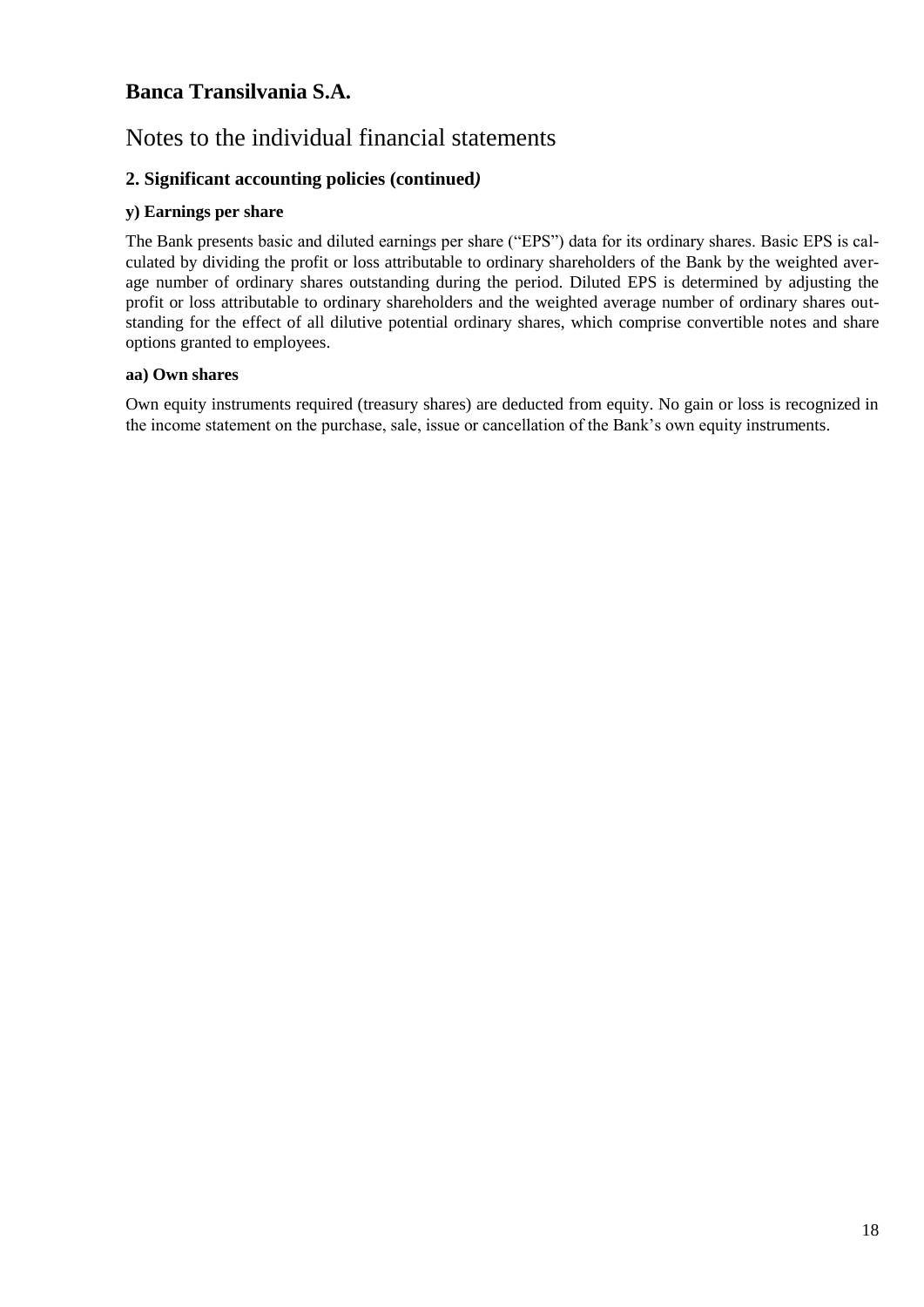# Banca Transilvania S.A.

## Notes to the individual financial statements

### 2. Significant accounting policies (continued*)*

**y) Earnings per share**

The Bank presents basic and diluted earnings per share ("EPS") data for its ordinary shares. Basic EPS is calculated by dividing the profit or loss attributable to ordinary shareholders of the Bank by the weighted average number of ordinary shares outstanding during the period. Diluted EPS is determined by adjusting the profit or loss attributable to ordinary shareholders and the weighted average number of ordinary shares outstanding for the effect of all dilutive potential ordinary shares, which comprise convertible notes and share options granted to employees.

**aa) Own shares**

Own equity instruments required (treasury shares) are deducted from equity. No gain or loss is recognized in the income statement on the purchase, sale, issue or cancellation of the Bank's own equity instruments.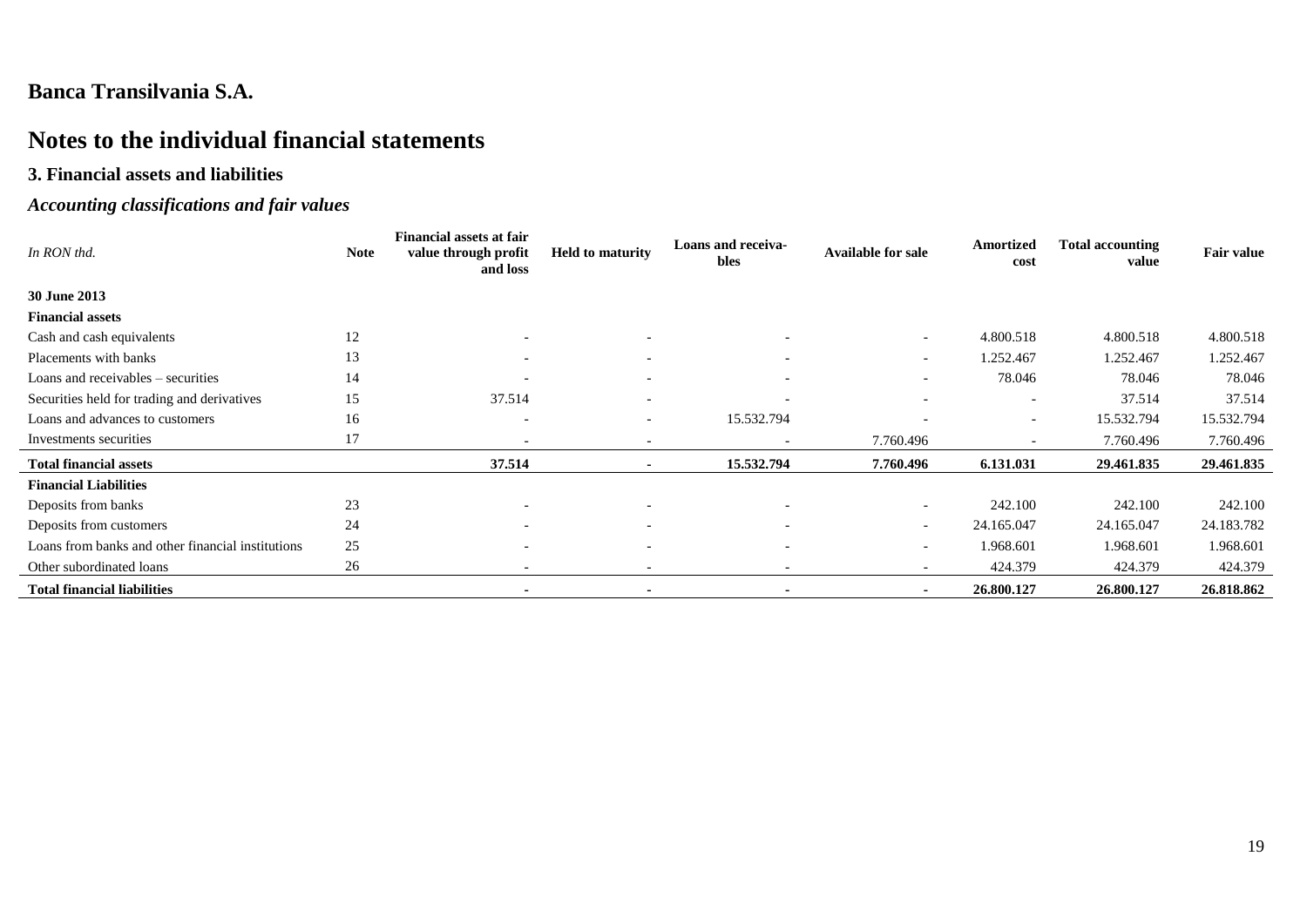## Banca Transilvania S.A.

# Notes to the individual financial statements

### 3. Financial assets and liabilities

### *Accounting classifications and fair values*

| *In RON thd.* | Note | Financial assets at fair value through profit and loss | Held to maturity | Loans and receivables | Available for sale | Amortized cost | Total accounting value | Fair value |
|---|---|---|---|---|---|---|---|---|
| **30 June 2013** | | | | | | | | |
| **Financial assets** | | | | | | | | |
| Cash and cash equivalents | 12 | - | - | - | - | 4.800.518 | 4.800.518 | 4.800.518 |
| Placements with banks | 13 | - | - | - | - | 1.252.467 | 1.252.467 | 1.252.467 |
| Loans and receivables – securities | 14 | - | - | - | - | 78.046 | 78.046 | 78.046 |
| Securities held for trading and derivatives | 15 | 37.514 | - | - | - | - | 37.514 | 37.514 |
| Loans and advances to customers | 16 | - | - | 15.532.794 | - | - | 15.532.794 | 15.532.794 |
| Investments securities | 17 | - | - | - | 7.760.496 | - | 7.760.496 | 7.760.496 |
| **Total financial assets** | | **37.514** | **-** | **15.532.794** | **7.760.496** | **6.131.031** | **29.461.835** | **29.461.835** |
| **Financial Liabilities** | | | | | | | | |
| Deposits from banks | 23 | - | - | - | - | 242.100 | 242.100 | 242.100 |
| Deposits from customers | 24 | - | - | - | - | 24.165.047 | 24.165.047 | 24.183.782 |
| Loans from banks and other financial institutions | 25 | - | - | - | - | 1.968.601 | 1.968.601 | 1.968.601 |
| Other subordinated loans | 26 | - | - | - | - | 424.379 | 424.379 | 424.379 |
| **Total financial liabilities** | | **-** | **-** | **-** | **-** | **26.800.127** | **26.800.127** | **26.818.862** |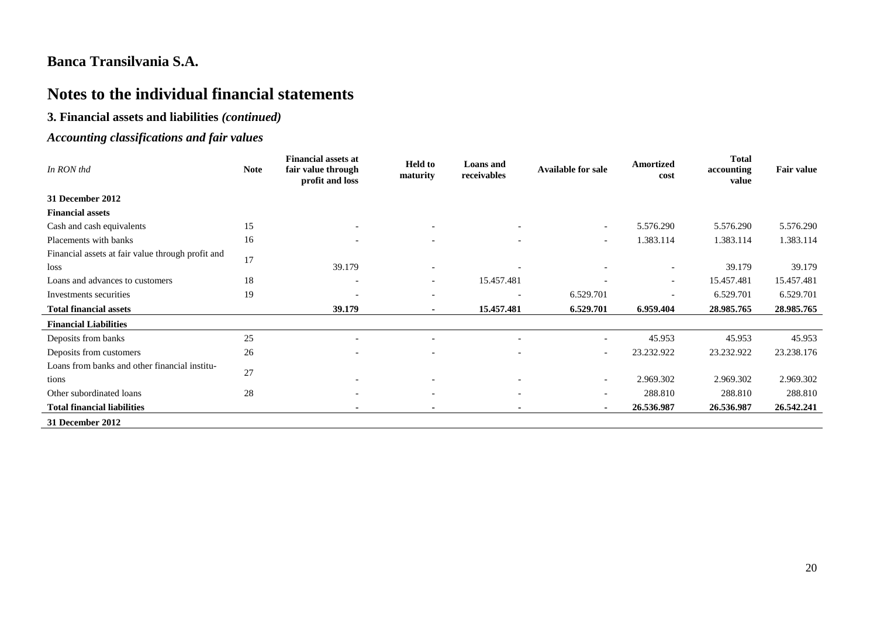## Banca Transilvania S.A.

# Notes to the individual financial statements

### 3. Financial assets and liabilities *(continued)*

### *Accounting classifications and fair values*

| *In RON thd* | **Note** | **Financial assets at fair value through profit and loss** | **Held to maturity** | **Loans and receivables** | **Available for sale** | **Amortized cost** | **Total accounting value** | **Fair value** |
|---|---|---|---|---|---|---|---|---|
| **31 December 2012** | | | | | | | | |
| **Financial assets** | | | | | | | | |
| Cash and cash equivalents | 15 | - | - | - | - | 5.576.290 | 5.576.290 | 5.576.290 |
| Placements with banks | 16 | - | - | - | - | 1.383.114 | 1.383.114 | 1.383.114 |
| Financial assets at fair value through profit and loss | 17 | 39.179 | - | - | - | - | 39.179 | 39.179 |
| Loans and advances to customers | 18 | - | - | 15.457.481 | - | - | 15.457.481 | 15.457.481 |
| Investments securities | 19 | - | - | - | 6.529.701 | - | 6.529.701 | 6.529.701 |
| **Total financial assets** | | **39.179** | **-** | **15.457.481** | **6.529.701** | **6.959.404** | **28.985.765** | **28.985.765** |
| **Financial Liabilities** | | | | | | | | |
| Deposits from banks | 25 | - | - | - | - | 45.953 | 45.953 | 45.953 |
| Deposits from customers | 26 | - | - | - | - | 23.232.922 | 23.232.922 | 23.238.176 |
| Loans from banks and other financial institutions | 27 | - | - | - | - | 2.969.302 | 2.969.302 | 2.969.302 |
| Other subordinated loans | 28 | - | - | - | - | 288.810 | 288.810 | 288.810 |
| **Total financial liabilities** | | **-** | **-** | **-** | **-** | **26.536.987** | **26.536.987** | **26.542.241** |
| **31 December 2012** | | | | | | | | |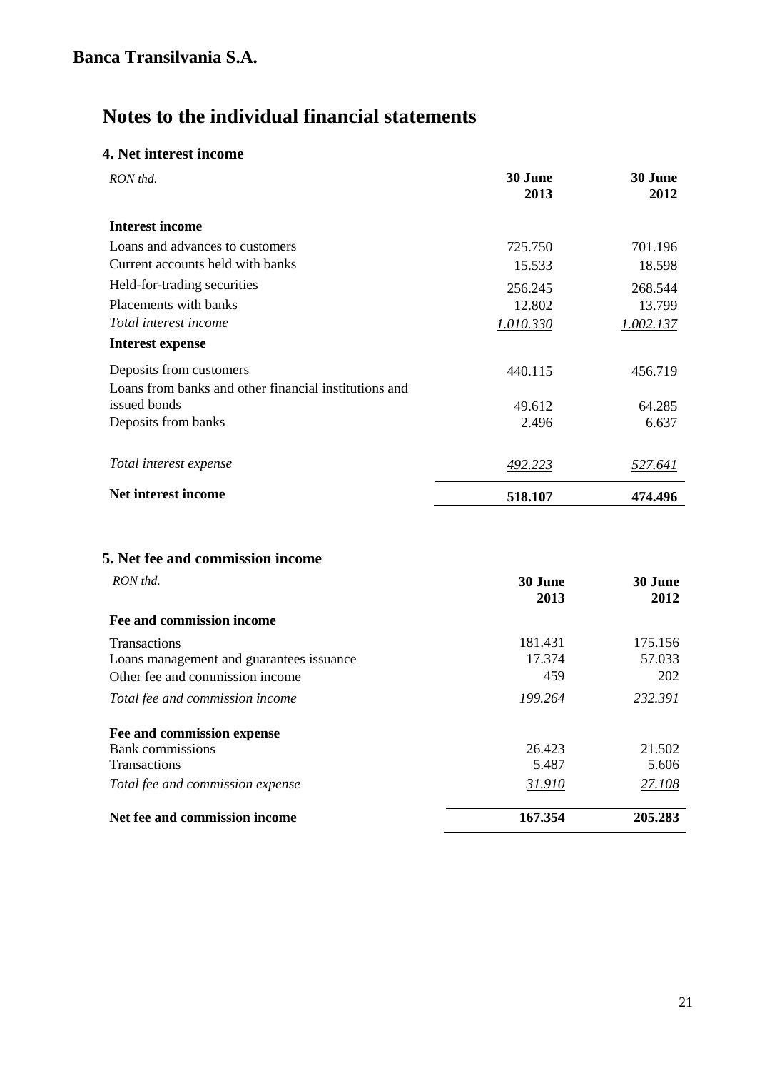**Banca Transilvania S.A.**

# Notes to the individual financial statements

## 4. Net interest income

| *RON thd.* | **30 June 2013** | **30 June 2012** |
|---|---|---|
| **Interest income** | | |
| Loans and advances to customers | 725.750 | 701.196 |
| Current accounts held with banks | 15.533 | 18.598 |
| Held-for-trading securities | 256.245 | 268.544 |
| Placements with banks | 12.802 | 13.799 |
| *Total interest income* | *1.010.330* | *1.002.137* |
| **Interest expense** | | |
| Deposits from customers | 440.115 | 456.719 |
| Loans from banks and other financial institutions and issued bonds | 49.612 | 64.285 |
| Deposits from banks | 2.496 | 6.637 |
| *Total interest expense* | *492.223* | *527.641* |
| **Net interest income** | **518.107** | **474.496** |

## 5. Net fee and commission income

| *RON thd.* | **30 June 2013** | **30 June 2012** |
|---|---|---|
| **Fee and commission income** | | |
| Transactions | 181.431 | 175.156 |
| Loans management and guarantees issuance | 17.374 | 57.033 |
| Other fee and commission income | 459 | 202 |
| *Total fee and commission income* | *199.264* | *232.391* |
| **Fee and commission expense** | | |
| Bank commissions | 26.423 | 21.502 |
| Transactions | 5.487 | 5.606 |
| *Total fee and commission expense* | *31.910* | *27.108* |
| **Net fee and commission income** | **167.354** | **205.283** |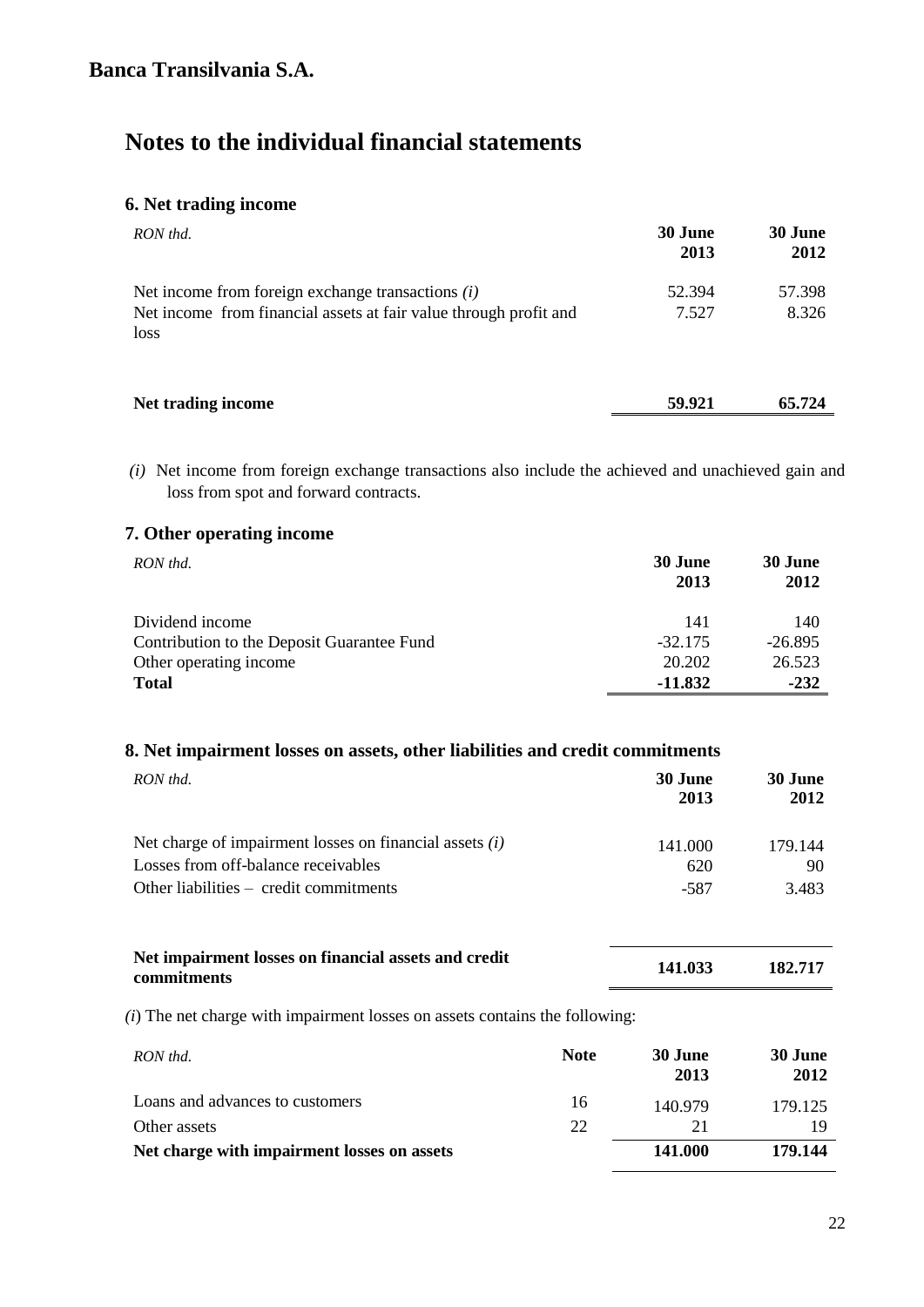# Banca Transilvania S.A.

## Notes to the individual financial statements

### 6. Net trading income

| *RON thd.* | 30 June 2013 | 30 June 2012 |
|---|---|---|
| Net income from foreign exchange transactions *(i)* | 52.394 | 57.398 |
| Net income from financial assets at fair value through profit and loss | 7.527 | 8.326 |
| **Net trading income** | **59.921** | **65.724** |

*(i)* Net income from foreign exchange transactions also include the achieved and unachieved gain and loss from spot and forward contracts.

### 7. Other operating income

| *RON thd.* | 30 June 2013 | 30 June 2012 |
|---|---|---|
| Dividend income | 141 | 140 |
| Contribution to the Deposit Guarantee Fund | -32.175 | -26.895 |
| Other operating income | 20.202 | 26.523 |
| **Total** | **-11.832** | **-232** |

### 8. Net impairment losses on assets, other liabilities and credit commitments

| *RON thd.* | 30 June 2013 | 30 June 2012 |
|---|---|---|
| Net charge of impairment losses on financial assets *(i)* | 141.000 | 179.144 |
| Losses from off-balance receivables | 620 | 90 |
| Other liabilities – credit commitments | -587 | 3.483 |
| **Net impairment losses on financial assets and credit commitments** | **141.033** | **182.717** |

*(i)* The net charge with impairment losses on assets contains the following:

| *RON thd.* | Note | 30 June 2013 | 30 June 2012 |
|---|---|---|---|
| Loans and advances to customers | 16 | 140.979 | 179.125 |
| Other assets | 22 | 21 | 19 |
| **Net charge with impairment losses on assets** | | **141.000** | **179.144** |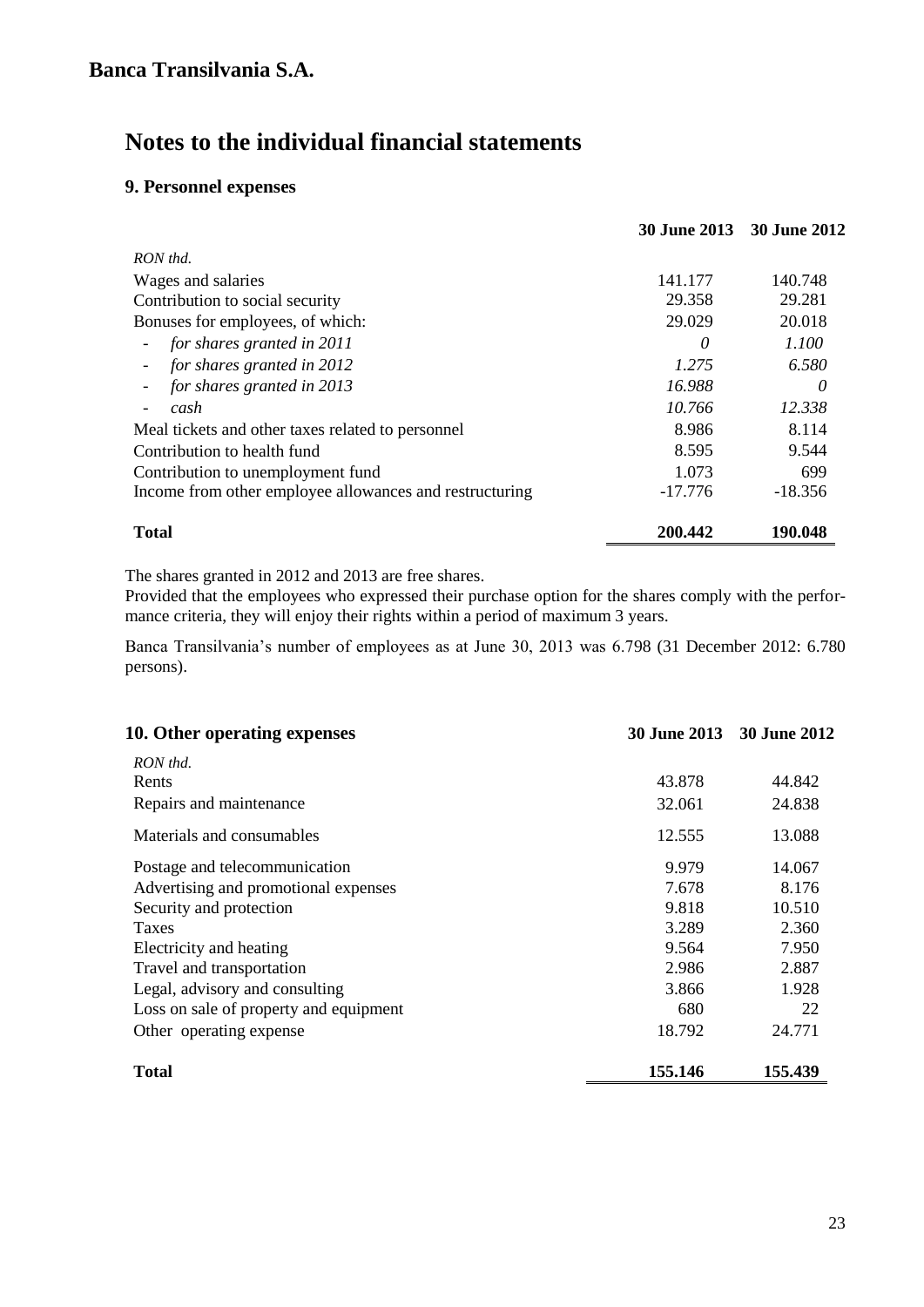# Banca Transilvania S.A.

# Notes to the individual financial statements

## 9. Personnel expenses

| | 30 June 2013 | 30 June 2012 |
|---|---|---|
| *RON thd.* | | |
| Wages and salaries | 141.177 | 140.748 |
| Contribution to social security | 29.358 | 29.281 |
| Bonuses for employees, of which: | 29.029 | 20.018 |
| - *for shares granted in 2011* | *0* | *1.100* |
| - *for shares granted in 2012* | *1.275* | *6.580* |
| - *for shares granted in 2013* | *16.988* | *0* |
| - *cash* | *10.766* | *12.338* |
| Meal tickets and other taxes related to personnel | 8.986 | 8.114 |
| Contribution to health fund | 8.595 | 9.544 |
| Contribution to unemployment fund | 1.073 | 699 |
| Income from other employee allowances and restructuring | -17.776 | -18.356 |
| **Total** | **200.442** | **190.048** |

The shares granted in 2012 and 2013 are free shares.
Provided that the employees who expressed their purchase option for the shares comply with the performance criteria, they will enjoy their rights within a period of maximum 3 years.

Banca Transilvania's number of employees as at June 30, 2013 was 6.798 (31 December 2012: 6.780 persons).

## 10. Other operating expenses

| | 30 June 2013 | 30 June 2012 |
|---|---|---|
| *RON thd.* | | |
| Rents | 43.878 | 44.842 |
| Repairs and maintenance | 32.061 | 24.838 |
| Materials and consumables | 12.555 | 13.088 |
| Postage and telecommunication | 9.979 | 14.067 |
| Advertising and promotional expenses | 7.678 | 8.176 |
| Security and protection | 9.818 | 10.510 |
| Taxes | 3.289 | 2.360 |
| Electricity and heating | 9.564 | 7.950 |
| Travel and transportation | 2.986 | 2.887 |
| Legal, advisory and consulting | 3.866 | 1.928 |
| Loss on sale of property and equipment | 680 | 22 |
| Other operating expense | 18.792 | 24.771 |
| **Total** | **155.146** | **155.439** |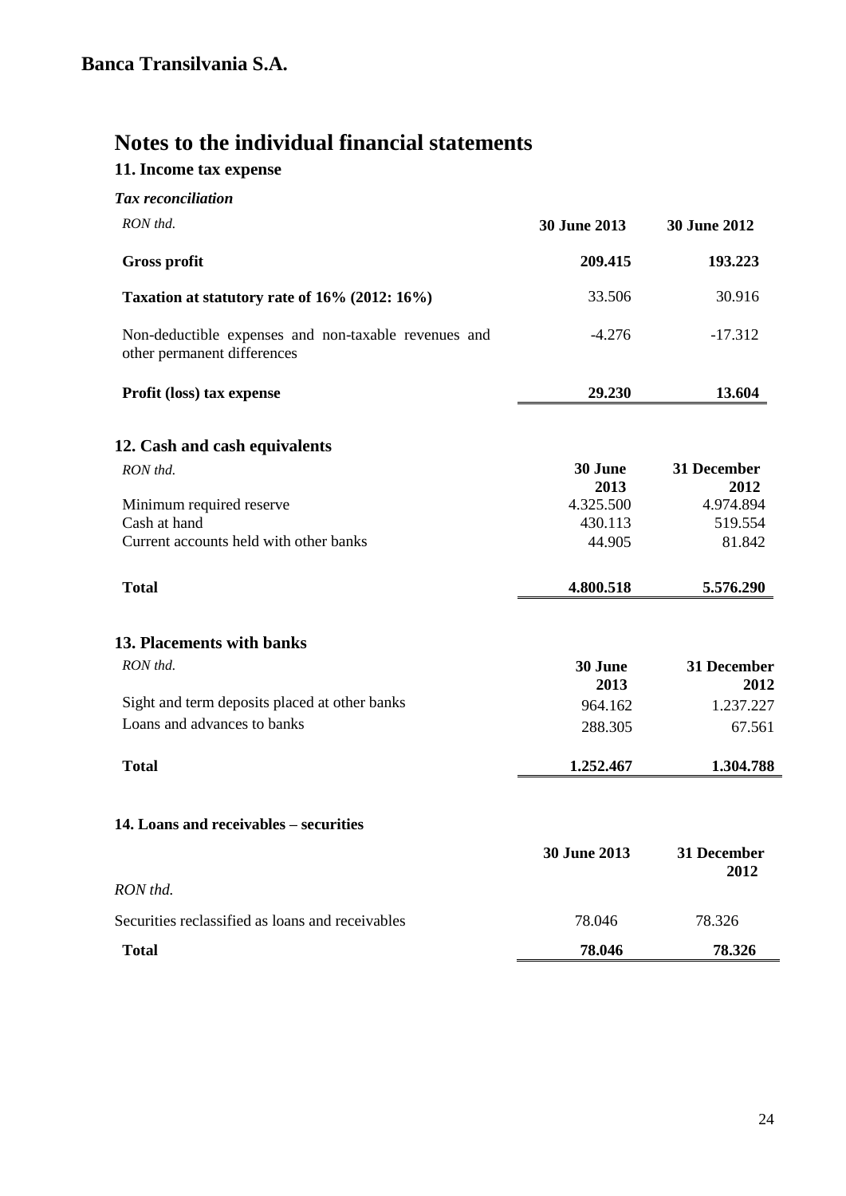# Notes to the individual financial statements

## 11. Income tax expense

### *Tax reconciliation*

| *RON thd.* | 30 June 2013 | 30 June 2012 |
|---|---|---|
| **Gross profit** | **209.415** | **193.223** |
| **Taxation at statutory rate of 16% (2012: 16%)** | 33.506 | 30.916 |
| Non-deductible expenses and non-taxable revenues and other permanent differences | -4.276 | -17.312 |
| **Profit (loss) tax expense** | **29.230** | **13.604** |

## 12. Cash and cash equivalents

| *RON thd.* | 30 June 2013 | 31 December 2012 |
|---|---|---|
| Minimum required reserve | 4.325.500 | 4.974.894 |
| Cash at hand | 430.113 | 519.554 |
| Current accounts held with other banks | 44.905 | 81.842 |
| **Total** | **4.800.518** | **5.576.290** |

## 13. Placements with banks

| *RON thd.* | 30 June 2013 | 31 December 2012 |
|---|---|---|
| Sight and term deposits placed at other banks | 964.162 | 1.237.227 |
| Loans and advances to banks | 288.305 | 67.561 |
| **Total** | **1.252.467** | **1.304.788** |

## 14. Loans and receivables – securities

| *RON thd.* | 30 June 2013 | 31 December 2012 |
|---|---|---|
| Securities reclassified as loans and receivables | 78.046 | 78.326 |
| **Total** | **78.046** | **78.326** |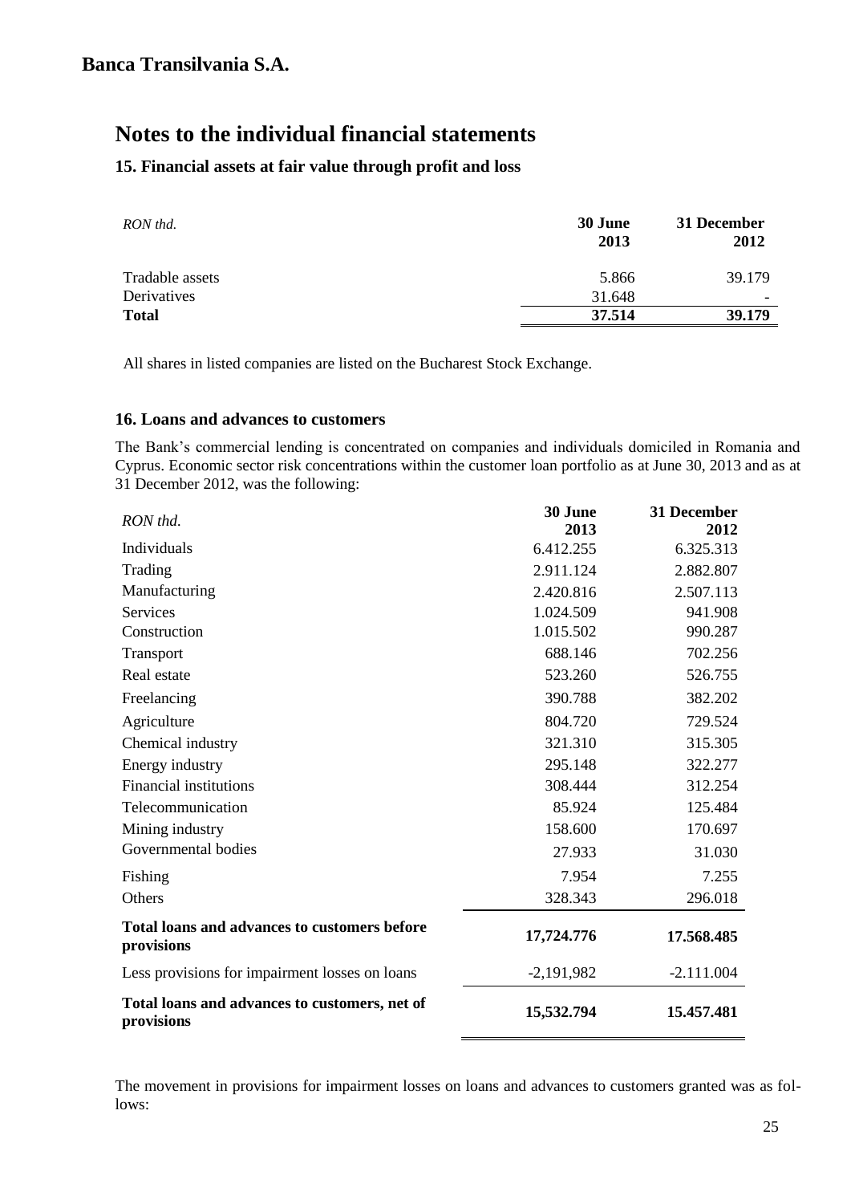# Notes to the individual financial statements

## 15. Financial assets at fair value through profit and loss

| *RON thd.* | 30 June 2013 | 31 December 2012 |
|---|---|---|
| Tradable assets | 5.866 | 39.179 |
| Derivatives | 31.648 | - |
| **Total** | **37.514** | **39.179** |

All shares in listed companies are listed on the Bucharest Stock Exchange.

## 16. Loans and advances to customers

The Bank's commercial lending is concentrated on companies and individuals domiciled in Romania and Cyprus. Economic sector risk concentrations within the customer loan portfolio as at June 30, 2013 and as at 31 December 2012, was the following:

| *RON thd.* | 30 June 2013 | 31 December 2012 |
|---|---|---|
| Individuals | 6.412.255 | 6.325.313 |
| Trading | 2.911.124 | 2.882.807 |
| Manufacturing | 2.420.816 | 2.507.113 |
| Services | 1.024.509 | 941.908 |
| Construction | 1.015.502 | 990.287 |
| Transport | 688.146 | 702.256 |
| Real estate | 523.260 | 526.755 |
| Freelancing | 390.788 | 382.202 |
| Agriculture | 804.720 | 729.524 |
| Chemical industry | 321.310 | 315.305 |
| Energy industry | 295.148 | 322.277 |
| Financial institutions | 308.444 | 312.254 |
| Telecommunication | 85.924 | 125.484 |
| Mining industry | 158.600 | 170.697 |
| Governmental bodies | 27.933 | 31.030 |
| Fishing | 7.954 | 7.255 |
| Others | 328.343 | 296.018 |
| **Total loans and advances to customers before provisions** | **17,724.776** | **17.568.485** |
| Less provisions for impairment losses on loans | -2,191,982 | -2.111.004 |
| **Total loans and advances to customers, net of provisions** | **15,532.794** | **15.457.481** |

The movement in provisions for impairment losses on loans and advances to customers granted was as follows: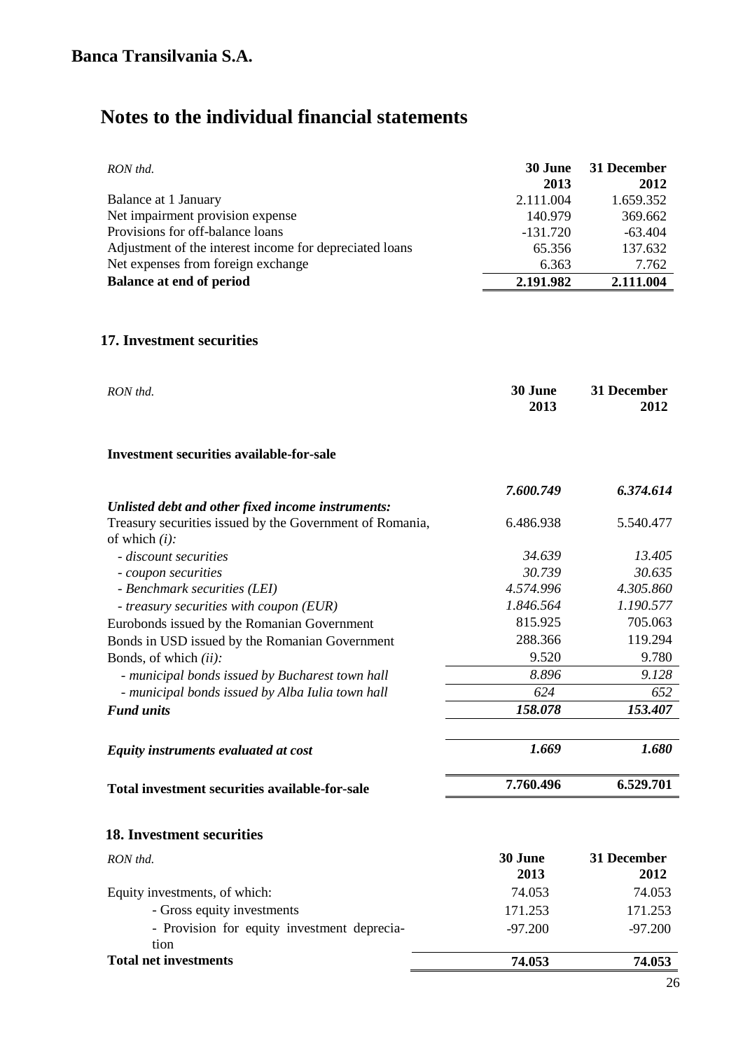**Banca Transilvania S.A.**

# Notes to the individual financial statements

| *RON thd.* | **30 June 2013** | **31 December 2012** |
|---|---|---|
| Balance at 1 January | 2.111.004 | 1.659.352 |
| Net impairment provision expense | 140.979 | 369.662 |
| Provisions for off-balance loans | -131.720 | -63.404 |
| Adjustment of the interest income for depreciated loans | 65.356 | 137.632 |
| Net expenses from foreign exchange | 6.363 | 7.762 |
| **Balance at end of period** | **2.191.982** | **2.111.004** |

## 17. Investment securities

| *RON thd.* | **30 June 2013** | **31 December 2012** |
|---|---|---|
| **Investment securities available-for-sale** | | |
| ***Unlisted debt and other fixed income instruments:*** | ***7.600.749*** | ***6.374.614*** |
| Treasury securities issued by the Government of Romania, of which *(i)*: | 6.486.938 | 5.540.477 |
| *- discount securities* | *34.639* | *13.405* |
| *- coupon securities* | *30.739* | *30.635* |
| *- Benchmark securities (LEI)* | *4.574.996* | *4.305.860* |
| *- treasury securities with coupon (EUR)* | *1.846.564* | *1.190.577* |
| Eurobonds issued by the Romanian Government | 815.925 | 705.063 |
| Bonds in USD issued by the Romanian Government | 288.366 | 119.294 |
| Bonds, of which *(ii)*: | 9.520 | 9.780 |
| *- municipal bonds issued by Bucharest town hall* | *8.896* | *9.128* |
| *- municipal bonds issued by Alba Iulia town hall* | *624* | *652* |
| ***Fund units*** | ***158.078*** | ***153.407*** |
| ***Equity instruments evaluated at cost*** | ***1.669*** | ***1.680*** |
| **Total investment securities available-for-sale** | **7.760.496** | **6.529.701** |

## 18. Investment securities

| *RON thd.* | **30 June 2013** | **31 December 2012** |
|---|---|---|
| Equity investments, of which: | 74.053 | 74.053 |
| - Gross equity investments | 171.253 | 171.253 |
| - Provision for equity investment depreciation | -97.200 | -97.200 |
| **Total net investments** | **74.053** | **74.053** |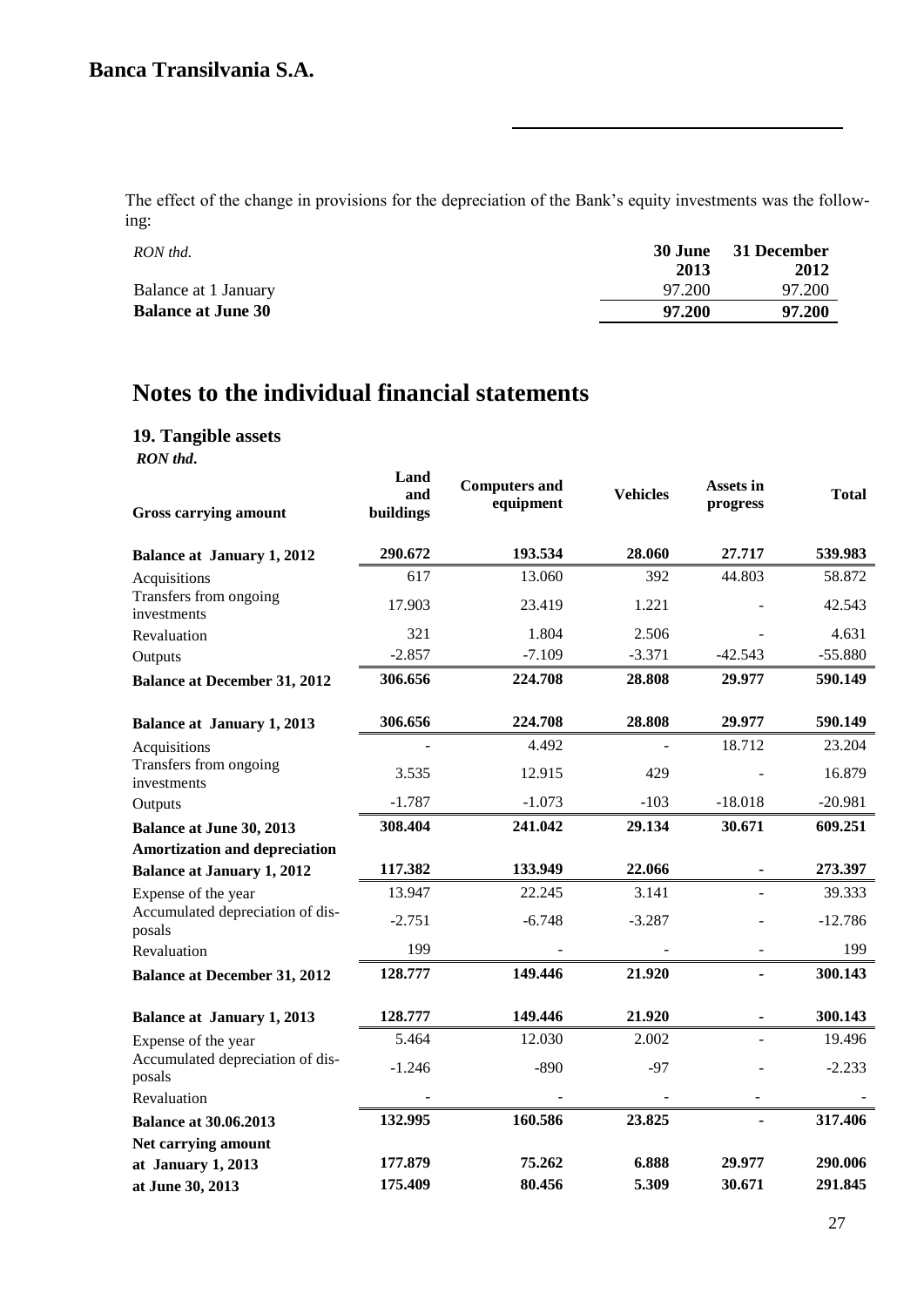The effect of the change in provisions for the depreciation of the Bank's equity investments was the following:

| *RON thd.* | 30 June 2013 | 31 December 2012 |
|---|---|---|
| Balance at 1 January | 97.200 | 97.200 |
| **Balance at June 30** | **97.200** | **97.200** |

# Notes to the individual financial statements

## 19. Tangible assets

***RON thd.***

| Gross carrying amount | Land and buildings | Computers and equipment | Vehicles | Assets in progress | Total |
|---|---|---|---|---|---|
| **Balance at January 1, 2012** | **290.672** | **193.534** | **28.060** | **27.717** | **539.983** |
| Acquisitions | 617 | 13.060 | 392 | 44.803 | 58.872 |
| Transfers from ongoing investments | 17.903 | 23.419 | 1.221 | - | 42.543 |
| Revaluation | 321 | 1.804 | 2.506 | - | 4.631 |
| Outputs | -2.857 | -7.109 | -3.371 | -42.543 | -55.880 |
| **Balance at December 31, 2012** | **306.656** | **224.708** | **28.808** | **29.977** | **590.149** |
| **Balance at January 1, 2013** | **306.656** | **224.708** | **28.808** | **29.977** | **590.149** |
| Acquisitions | - | 4.492 | - | 18.712 | 23.204 |
| Transfers from ongoing investments | 3.535 | 12.915 | 429 | - | 16.879 |
| Outputs | -1.787 | -1.073 | -103 | -18.018 | -20.981 |
| **Balance at June 30, 2013** | **308.404** | **241.042** | **29.134** | **30.671** | **609.251** |
| **Amortization and depreciation** | | | | | |
| **Balance at January 1, 2012** | **117.382** | **133.949** | **22.066** | **-** | **273.397** |
| Expense of the year | 13.947 | 22.245 | 3.141 | - | 39.333 |
| Accumulated depreciation of disposals | -2.751 | -6.748 | -3.287 | - | -12.786 |
| Revaluation | 199 | - | - | - | 199 |
| **Balance at December 31, 2012** | **128.777** | **149.446** | **21.920** | **-** | **300.143** |
| **Balance at January 1, 2013** | **128.777** | **149.446** | **21.920** | **-** | **300.143** |
| Expense of the year | 5.464 | 12.030 | 2.002 | - | 19.496 |
| Accumulated depreciation of disposals | -1.246 | -890 | -97 | - | -2.233 |
| Revaluation | - | - | - | - | - |
| **Balance at 30.06.2013** | **132.995** | **160.586** | **23.825** | **-** | **317.406** |
| **Net carrying amount** | | | | | |
| **at January 1, 2013** | **177.879** | **75.262** | **6.888** | **29.977** | **290.006** |
| **at June 30, 2013** | **175.409** | **80.456** | **5.309** | **30.671** | **291.845** |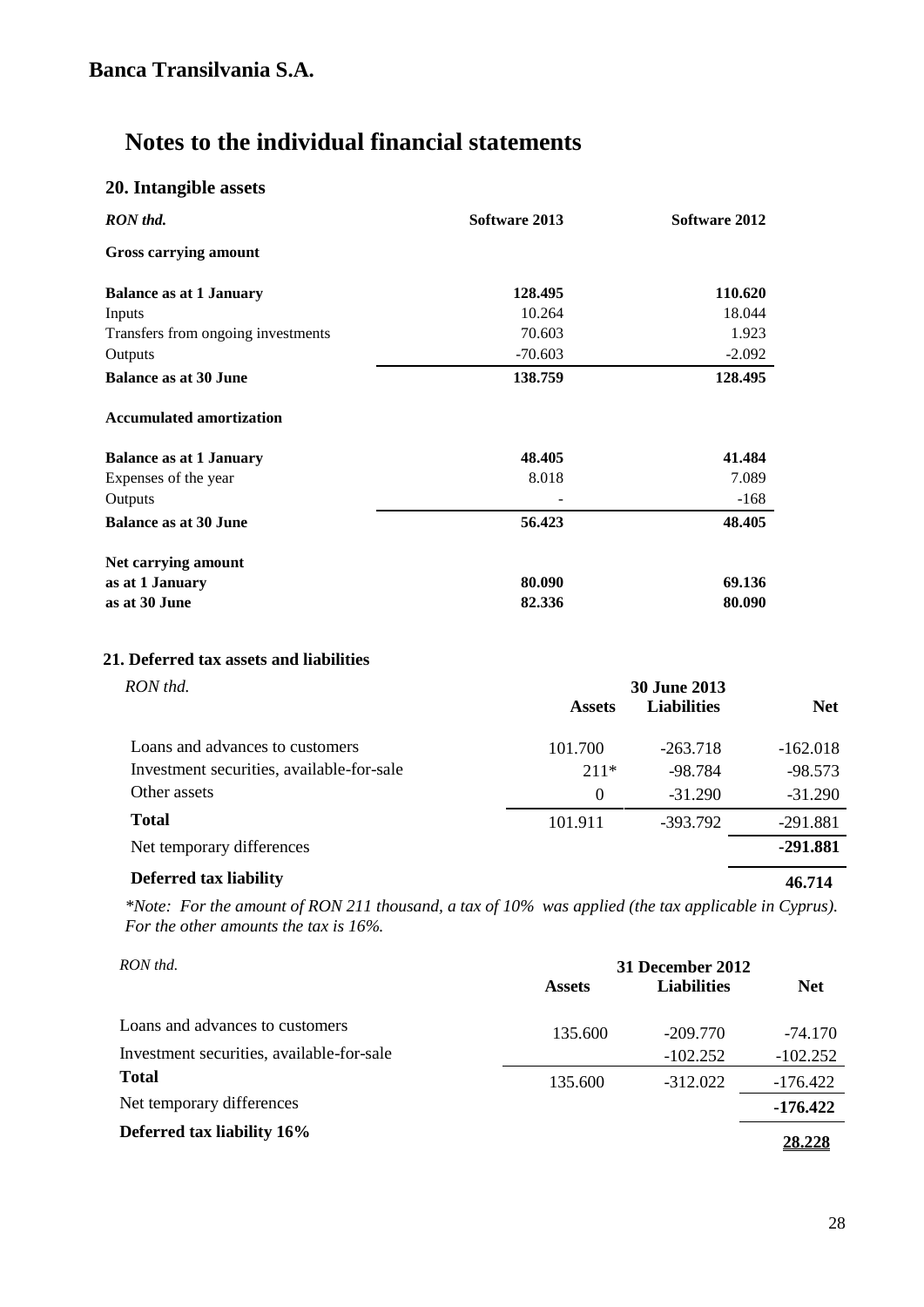# Banca Transilvania S.A.

# Notes to the individual financial statements

## 20. Intangible assets

| *RON thd.* | Software 2013 | Software 2012 |
|---|---|---|
| **Gross carrying amount** | | |
| **Balance as at 1 January** | **128.495** | **110.620** |
| Inputs | 10.264 | 18.044 |
| Transfers from ongoing investments | 70.603 | 1.923 |
| Outputs | -70.603 | -2.092 |
| **Balance as at 30 June** | **138.759** | **128.495** |
| **Accumulated amortization** | | |
| **Balance as at 1 January** | **48.405** | **41.484** |
| Expenses of the year | 8.018 | 7.089 |
| Outputs | - | -168 |
| **Balance as at 30 June** | **56.423** | **48.405** |
| **Net carrying amount** | | |
| **as at 1 January** | **80.090** | **69.136** |
| **as at 30 June** | **82.336** | **80.090** |

## 21. Deferred tax assets and liabilities

| *RON thd.* | 30 June 2013 | | |
|---|---|---|---|
| | **Assets** | **Liabilities** | **Net** |
| Loans and advances to customers | 101.700 | -263.718 | -162.018 |
| Investment securities, available-for-sale | 211* | -98.784 | -98.573 |
| Other assets | 0 | -31.290 | -31.290 |
| **Total** | 101.911 | -393.792 | -291.881 |
| Net temporary differences | | | **-291.881** |
| **Deferred tax liability** | | | **46.714** |

*\*Note: For the amount of RON 211 thousand, a tax of 10% was applied (the tax applicable in Cyprus). For the other amounts the tax is 16%.*

| *RON thd.* | 31 December 2012 | | |
|---|---|---|---|
| | **Assets** | **Liabilities** | **Net** |
| Loans and advances to customers | 135.600 | -209.770 | -74.170 |
| Investment securities, available-for-sale | | -102.252 | -102.252 |
| **Total** | 135.600 | -312.022 | -176.422 |
| Net temporary differences | | | **-176.422** |
| **Deferred tax liability 16%** | | | **28.228** |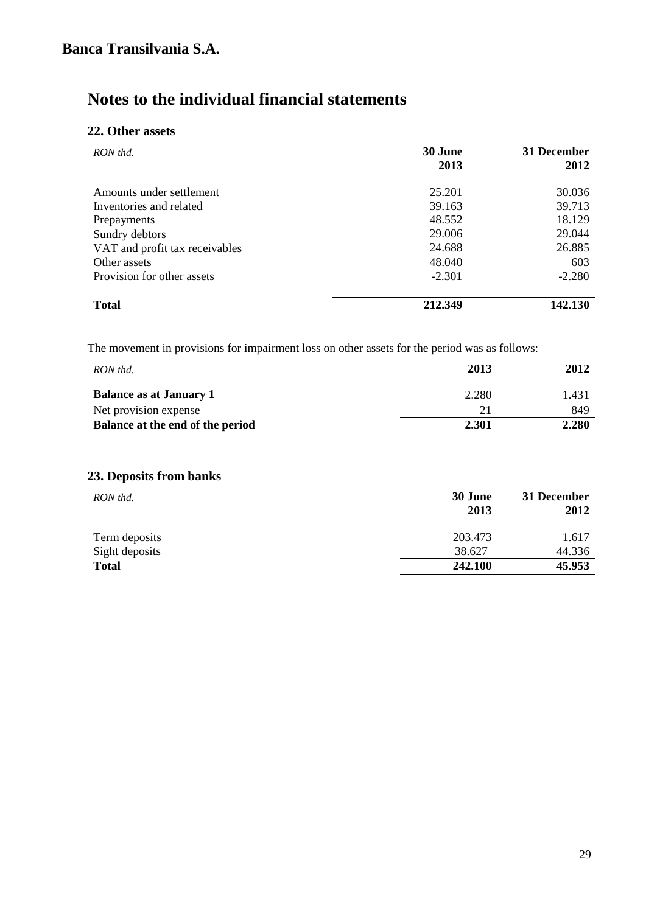# Banca Transilvania S.A.

# Notes to the individual financial statements

## 22. Other assets

| *RON thd.* | 30 June 2013 | 31 December 2012 |
|---|---|---|
| Amounts under settlement | 25.201 | 30.036 |
| Inventories and related | 39.163 | 39.713 |
| Prepayments | 48.552 | 18.129 |
| Sundry debtors | 29.006 | 29.044 |
| VAT and profit tax receivables | 24.688 | 26.885 |
| Other assets | 48.040 | 603 |
| Provision for other assets | -2.301 | -2.280 |
| **Total** | **212.349** | **142.130** |

The movement in provisions for impairment loss on other assets for the period was as follows:

| *RON thd.* | 2013 | 2012 |
|---|---|---|
| **Balance as at January 1** | 2.280 | 1.431 |
| Net provision expense | 21 | 849 |
| **Balance at the end of the period** | **2.301** | **2.280** |

## 23. Deposits from banks

| *RON thd.* | 30 June 2013 | 31 December 2012 |
|---|---|---|
| Term deposits | 203.473 | 1.617 |
| Sight deposits | 38.627 | 44.336 |
| **Total** | **242.100** | **45.953** |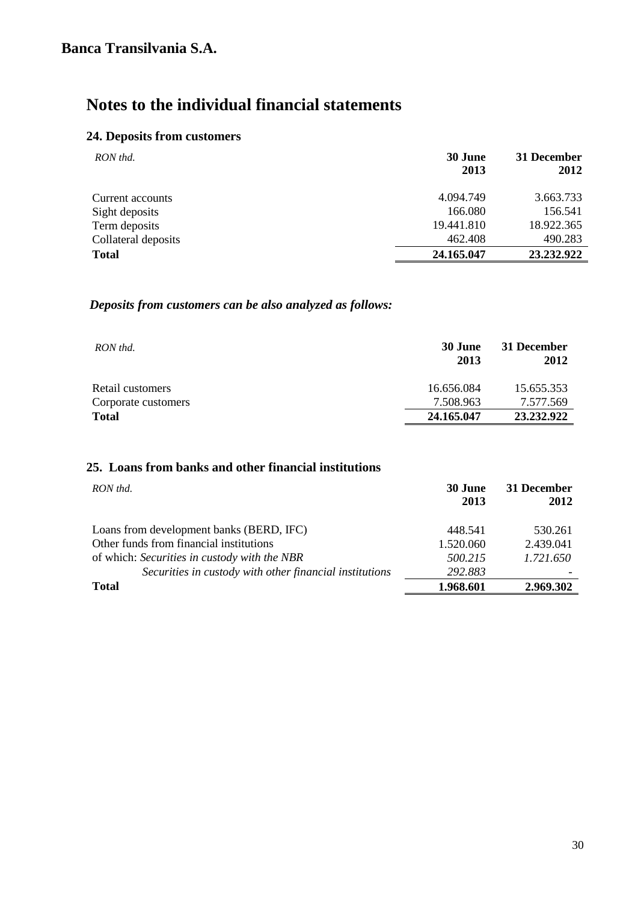## Banca Transilvania S.A.

# Notes to the individual financial statements

### 24. Deposits from customers

| *RON thd.* | **30 June 2013** | **31 December 2012** |
|---|---|---|
| Current accounts | 4.094.749 | 3.663.733 |
| Sight deposits | 166.080 | 156.541 |
| Term deposits | 19.441.810 | 18.922.365 |
| Collateral deposits | 462.408 | 490.283 |
| **Total** | **24.165.047** | **23.232.922** |

***Deposits from customers can be also analyzed as follows:***

| *RON thd.* | **30 June 2013** | **31 December 2012** |
|---|---|---|
| Retail customers | 16.656.084 | 15.655.353 |
| Corporate customers | 7.508.963 | 7.577.569 |
| **Total** | **24.165.047** | **23.232.922** |

### 25. Loans from banks and other financial institutions

| *RON thd.* | **30 June 2013** | **31 December 2012** |
|---|---|---|
| Loans from development banks (BERD, IFC) | 448.541 | 530.261 |
| Other funds from financial institutions | 1.520.060 | 2.439.041 |
| of which: *Securities in custody with the NBR* | *500.215* | *1.721.650* |
| *Securities in custody with other financial institutions* | *292.883* | - |
| **Total** | **1.968.601** | **2.969.302** |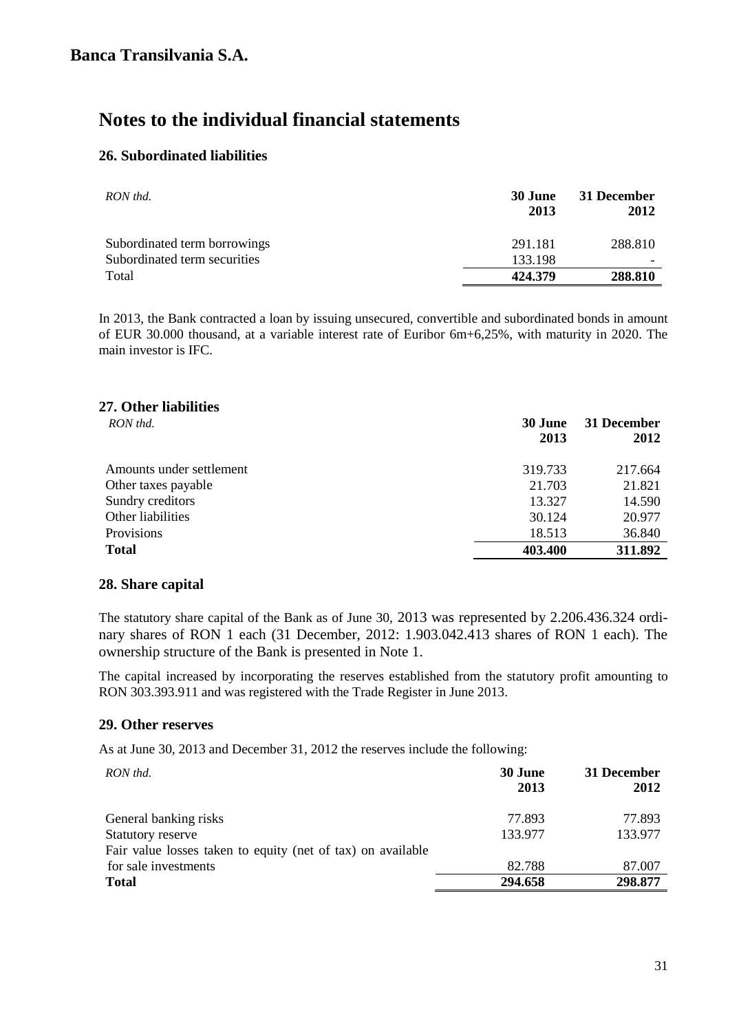## Banca Transilvania S.A.

# Notes to the individual financial statements

### 26. Subordinated liabilities

| *RON thd.* | 30 June 2013 | 31 December 2012 |
|---|---|---|
| Subordinated term borrowings | 291.181 | 288.810 |
| Subordinated term securities | 133.198 | - |
| Total | **424.379** | **288.810** |

In 2013, the Bank contracted a loan by issuing unsecured, convertible and subordinated bonds in amount of EUR 30.000 thousand, at a variable interest rate of Euribor 6m+6,25%, with maturity in 2020. The main investor is IFC.

### 27. Other liabilities

| *RON thd.* | 30 June 2013 | 31 December 2012 |
|---|---|---|
| Amounts under settlement | 319.733 | 217.664 |
| Other taxes payable | 21.703 | 21.821 |
| Sundry creditors | 13.327 | 14.590 |
| Other liabilities | 30.124 | 20.977 |
| Provisions | 18.513 | 36.840 |
| **Total** | **403.400** | **311.892** |

### 28. Share capital

The statutory share capital of the Bank as of June 30, 2013 was represented by 2.206.436.324 ordinary shares of RON 1 each (31 December, 2012: 1.903.042.413 shares of RON 1 each). The ownership structure of the Bank is presented in Note 1.

The capital increased by incorporating the reserves established from the statutory profit amounting to RON 303.393.911 and was registered with the Trade Register in June 2013.

### 29. Other reserves

As at June 30, 2013 and December 31, 2012 the reserves include the following:

| *RON thd.* | 30 June 2013 | 31 December 2012 |
|---|---|---|
| General banking risks | 77.893 | 77.893 |
| Statutory reserve | 133.977 | 133.977 |
| Fair value losses taken to equity (net of tax) on available for sale investments | 82.788 | 87.007 |
| **Total** | **294.658** | **298.877** |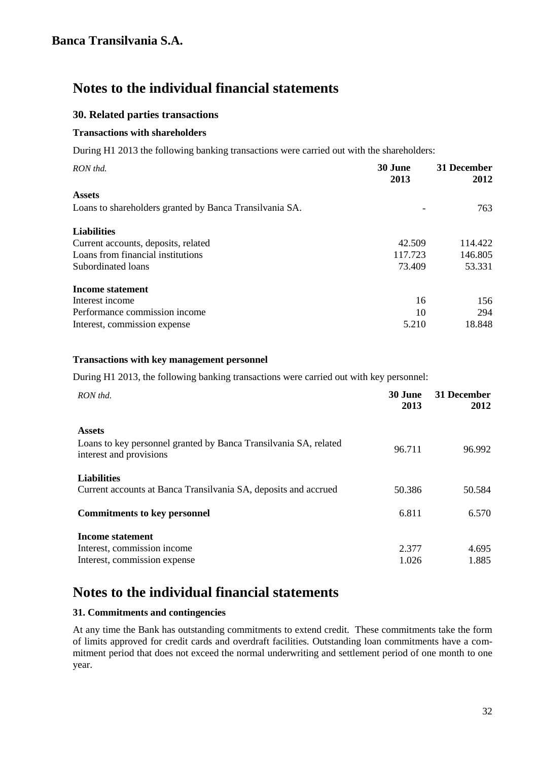# Notes to the individual financial statements

## 30. Related parties transactions

### Transactions with shareholders

During H1 2013 the following banking transactions were carried out with the shareholders:

| *RON thd.* | **30 June 2013** | **31 December 2012** |
|---|---|---|
| **Assets** | | |
| Loans to shareholders granted by Banca Transilvania SA. | - | 763 |
| **Liabilities** | | |
| Current accounts, deposits, related | 42.509 | 114.422 |
| Loans from financial institutions | 117.723 | 146.805 |
| Subordinated loans | 73.409 | 53.331 |
| **Income statement** | | |
| Interest income | 16 | 156 |
| Performance commission income | 10 | 294 |
| Interest, commission expense | 5.210 | 18.848 |

### Transactions with key management personnel

During H1 2013, the following banking transactions were carried out with key personnel:

| *RON thd.* | **30 June 2013** | **31 December 2012** |
|---|---|---|
| **Assets** | | |
| Loans to key personnel granted by Banca Transilvania SA, related interest and provisions | 96.711 | 96.992 |
| **Liabilities** | | |
| Current accounts at Banca Transilvania SA, deposits and accrued | 50.386 | 50.584 |
| **Commitments to key personnel** | 6.811 | 6.570 |
| **Income statement** | | |
| Interest, commission income | 2.377 | 4.695 |
| Interest, commission expense | 1.026 | 1.885 |

# Notes to the individual financial statements

## 31. Commitments and contingencies

At any time the Bank has outstanding commitments to extend credit. These commitments take the form of limits approved for credit cards and overdraft facilities. Outstanding loan commitments have a commitment period that does not exceed the normal underwriting and settlement period of one month to one year.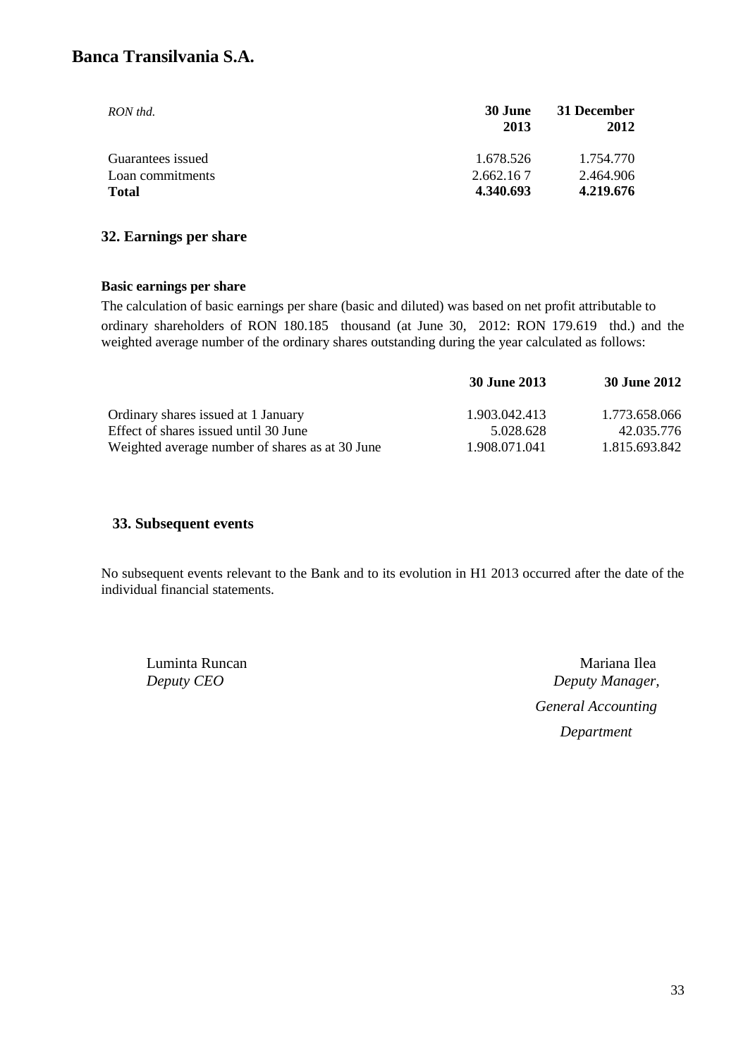# Banca Transilvania S.A.

| *RON thd.* | 30 June 2013 | 31 December 2012 |
|---|---|---|
| Guarantees issued | 1.678.526 | 1.754.770 |
| Loan commitments | 2.662.16 7 | 2.464.906 |
| **Total** | **4.340.693** | **4.219.676** |

## 32. Earnings per share

**Basic earnings per share**

The calculation of basic earnings per share (basic and diluted) was based on net profit attributable to ordinary shareholders of RON 180.185 thousand (at June 30, 2012: RON 179.619 thd.) and the weighted average number of the ordinary shares outstanding during the year calculated as follows:

| | 30 June 2013 | 30 June 2012 |
|---|---|---|
| Ordinary shares issued at 1 January | 1.903.042.413 | 1.773.658.066 |
| Effect of shares issued until 30 June | 5.028.628 | 42.035.776 |
| Weighted average number of shares as at 30 June | 1.908.071.041 | 1.815.693.842 |

## 33. Subsequent events

No subsequent events relevant to the Bank and to its evolution in H1 2013 occurred after the date of the individual financial statements.

Luminta Runcan
*Deputy CEO*

Mariana Ilea
*Deputy Manager,*
*General Accounting*
*Department*